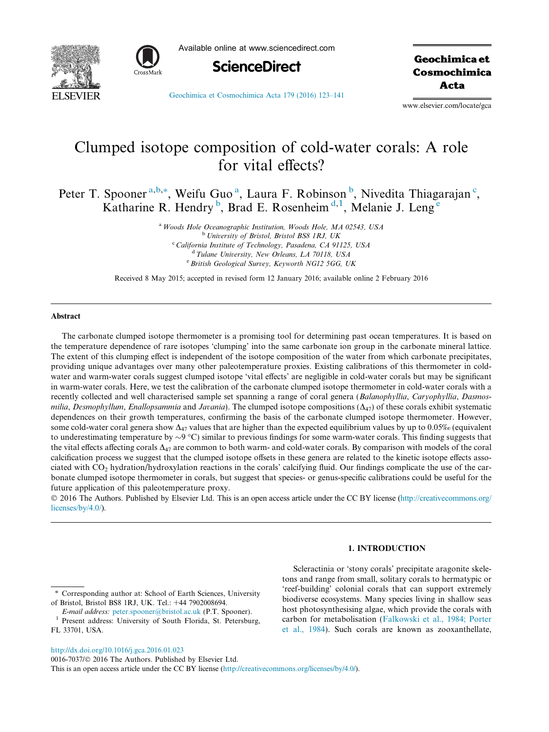# Clumped isotope composition of cold-water corals: A role for vital effects?

Peter T. Spooner[a,b,*], Weifu Guo[a], Laura F. Robinson[b], Nivedita Thiagarajan[c], Katharine R. Hendry[b], Brad E. Rosenheim[d,1], Melanie J. Leng[e]

[a] Woods Hole Oceanographic Institution, Woods Hole, MA 02543, USA
[b] University of Bristol, Bristol BS8 1RJ, UK
[c] California Institute of Technology, Pasadena, CA 91125, USA
[d] Tulane University, New Orleans, LA 70118, USA
[e] British Geological Survey, Keyworth NG12 5GG, UK

Received 8 May 2015; accepted in revised form 12 January 2016; available online 2 February 2016

## Abstract

The carbonate clumped isotope thermometer is a promising tool for determining past ocean temperatures. It is based on the temperature dependence of rare isotopes 'clumping' into the same carbonate ion group in the carbonate mineral lattice. The extent of this clumping effect is independent of the isotope composition of the water from which carbonate precipitates, providing unique advantages over many other paleotemperature proxies. Existing calibrations of this thermometer in cold-water and warm-water corals suggest clumped isotope 'vital effects' are negligible in cold-water corals but may be significant in warm-water corals. Here, we test the calibration of the carbonate clumped isotope thermometer in cold-water corals with a recently collected and well characterised sample set spanning a range of coral genera (*Balanophyllia*, *Caryophyllia*, *Dasmosmilia*, *Desmophyllum*, *Enallopsammia* and *Javania*). The clumped isotope compositions ($\Delta_{47}$) of these corals exhibit systematic dependences on their growth temperatures, confirming the basis of the carbonate clumped isotope thermometer. However, some cold-water coral genera show $\Delta_{47}$ values that are higher than the expected equilibrium values by up to 0.05‰ (equivalent to underestimating temperature by ~9 °C) similar to previous findings for some warm-water corals. This finding suggests that the vital effects affecting corals $\Delta_{47}$ are common to both warm- and cold-water corals. By comparison with models of the coral calcification process we suggest that the clumped isotope offsets in these genera are related to the kinetic isotope effects associated with $CO_2$ hydration/hydroxylation reactions in the corals' calcifying fluid. Our findings complicate the use of the carbonate clumped isotope thermometer in corals, but suggest that species- or genus-specific calibrations could be useful for the future application of this paleotemperature proxy.

© 2016 The Authors. Published by Elsevier Ltd. This is an open access article under the CC BY license (http://creativecommons.org/licenses/by/4.0/).

## 1. INTRODUCTION

Scleractinia or 'stony corals' precipitate aragonite skeletons and range from small, solitary corals to hermatypic or 'reef-building' colonial corals that can support extremely biodiverse ecosystems. Many species living in shallow seas host photosynthesising algae, which provide the corals with carbon for metabolisation (Falkowski et al., 1984; Porter et al., 1984). Such corals are known as zooxanthellate,

* Corresponding author at: School of Earth Sciences, University of Bristol, Bristol BS8 1RJ, UK. Tel.: +44 7902008694.
E-mail address: peter.spooner@bristol.ac.uk (P.T. Spooner).
[1] Present address: University of South Florida, St. Petersburg, FL 33701, USA.

http://dx.doi.org/10.1016/j.gca.2016.01.023
0016-7037/© 2016 The Authors. Published by Elsevier Ltd.
This is an open access article under the CC BY license (http://creativecommons.org/licenses/by/4.0/).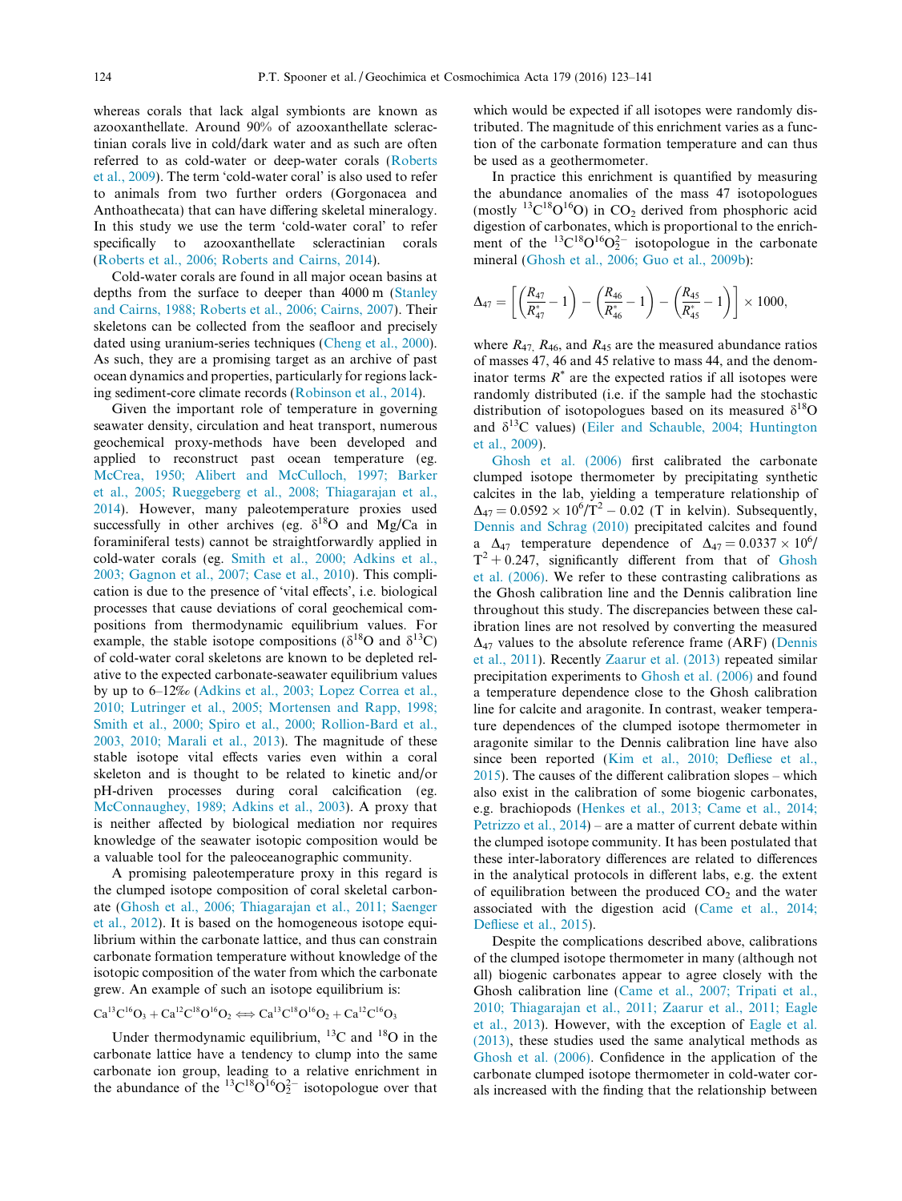whereas corals that lack algal symbionts are known as azooxanthellate. Around 90% of azooxanthellate scleractinian corals live in cold/dark water and as such are often referred to as cold-water or deep-water corals (Roberts et al., 2009). The term 'cold-water coral' is also used to refer to animals from two further orders (Gorgonacea and Anthoathecata) that can have differing skeletal mineralogy. In this study we use the term 'cold-water coral' to refer specifically to azooxanthellate scleractinian corals (Roberts et al., 2006; Roberts and Cairns, 2014).

Cold-water corals are found in all major ocean basins at depths from the surface to deeper than 4000 m (Stanley and Cairns, 1988; Roberts et al., 2006; Cairns, 2007). Their skeletons can be collected from the seafloor and precisely dated using uranium-series techniques (Cheng et al., 2000). As such, they are a promising target as an archive of past ocean dynamics and properties, particularly for regions lacking sediment-core climate records (Robinson et al., 2014).

Given the important role of temperature in governing seawater density, circulation and heat transport, numerous geochemical proxy-methods have been developed and applied to reconstruct past ocean temperature (eg. McCrea, 1950; Alibert and McCulloch, 1997; Barker et al., 2005; Rueggeberg et al., 2008; Thiagarajan et al., 2014). However, many paleotemperature proxies used successfully in other archives (eg. $\delta^{18}O$ and Mg/Ca in foraminiferal tests) cannot be straightforwardly applied in cold-water corals (eg. Smith et al., 2000; Adkins et al., 2003; Gagnon et al., 2007; Case et al., 2010). This complication is due to the presence of 'vital effects', i.e. biological processes that cause deviations of coral geochemical compositions from thermodynamic equilibrium values. For example, the stable isotope compositions ($\delta^{18}O$ and $\delta^{13}C$) of cold-water coral skeletons are known to be depleted relative to the expected carbonate-seawater equilibrium values by up to 6–12‰ (Adkins et al., 2003; Lopez Correa et al., 2010; Lutringer et al., 2005; Mortensen and Rapp, 1998; Smith et al., 2000; Spiro et al., 2000; Rollion-Bard et al., 2003, 2010; Marali et al., 2013). The magnitude of these stable isotope vital effects varies even within a coral skeleton and is thought to be related to kinetic and/or pH-driven processes during coral calcification (eg. McConnaughey, 1989; Adkins et al., 2003). A proxy that is neither affected by biological mediation nor requires knowledge of the seawater isotopic composition would be a valuable tool for the paleoceanographic community.

A promising paleotemperature proxy in this regard is the clumped isotope composition of coral skeletal carbonate (Ghosh et al., 2006; Thiagarajan et al., 2011; Saenger et al., 2012). It is based on the homogeneous isotope equilibrium within the carbonate lattice, and thus can constrain carbonate formation temperature without knowledge of the isotopic composition of the water from which the carbonate grew. An example of such an isotope equilibrium is:

$$Ca^{13}C^{16}O_3 + Ca^{12}C^{18}O^{16}O_2 \Longleftrightarrow Ca^{13}C^{18}O^{16}O_2 + Ca^{12}C^{16}O_3$$

Under thermodynamic equilibrium, $^{13}C$ and $^{18}O$ in the carbonate lattice have a tendency to clump into the same carbonate ion group, leading to a relative enrichment in the abundance of the $^{13}C^{18}O^{16}O_2^{2-}$ isotopologue over that which would be expected if all isotopes were randomly distributed. The magnitude of this enrichment varies as a function of the carbonate formation temperature and can thus be used as a geothermometer.

In practice this enrichment is quantified by measuring the abundance anomalies of the mass 47 isotopologues (mostly $^{13}C^{18}O^{16}O$) in $CO_2$ derived from phosphoric acid digestion of carbonates, which is proportional to the enrichment of the $^{13}C^{18}O^{16}O_2^{2-}$ isotopologue in the carbonate mineral (Ghosh et al., 2006; Guo et al., 2009b):

$$\Delta_{47} = \left[\left(\frac{R_{47}}{R^*_{47}} - 1\right) - \left(\frac{R_{46}}{R^*_{46}} - 1\right) - \left(\frac{R_{45}}{R^*_{45}} - 1\right)\right] \times 1000,$$

where $R_{47}$, $R_{46}$, and $R_{45}$ are the measured abundance ratios of masses 47, 46 and 45 relative to mass 44, and the denominator terms $R^*$ are the expected ratios if all isotopes were randomly distributed (i.e. if the sample had the stochastic distribution of isotopologues based on its measured $\delta^{18}O$ and $\delta^{13}C$ values) (Eiler and Schauble, 2004; Huntington et al., 2009).

Ghosh et al. (2006) first calibrated the carbonate clumped isotope thermometer by precipitating synthetic calcites in the lab, yielding a temperature relationship of $\Delta_{47} = 0.0592 \times 10^6/T^2 - 0.02$ (T in kelvin). Subsequently, Dennis and Schrag (2010) precipitated calcites and found a $\Delta_{47}$ temperature dependence of $\Delta_{47} = 0.0337 \times 10^6/T^2 + 0.247$, significantly different from that of Ghosh et al. (2006). We refer to these contrasting calibrations as the Ghosh calibration line and the Dennis calibration line throughout this study. The discrepancies between these calibration lines are not resolved by converting the measured $\Delta_{47}$ values to the absolute reference frame (ARF) (Dennis et al., 2011). Recently Zaarur et al. (2013) repeated similar precipitation experiments to Ghosh et al. (2006) and found a temperature dependence close to the Ghosh calibration line for calcite and aragonite. In contrast, weaker temperature dependences of the clumped isotope thermometer in aragonite similar to the Dennis calibration line have also since been reported (Kim et al., 2010; Defliese et al., 2015). The causes of the different calibration slopes – which also exist in the calibration of some biogenic carbonates, e.g. brachiopods (Henkes et al., 2013; Came et al., 2014; Petrizzo et al., 2014) – are a matter of current debate within the clumped isotope community. It has been postulated that these inter-laboratory differences are related to differences in the analytical protocols in different labs, e.g. the extent of equilibration between the produced $CO_2$ and the water associated with the digestion acid (Came et al., 2014; Defliese et al., 2015).

Despite the complications described above, calibrations of the clumped isotope thermometer in many (although not all) biogenic carbonates appear to agree closely with the Ghosh calibration line (Came et al., 2007; Tripati et al., 2010; Thiagarajan et al., 2011; Zaarur et al., 2011; Eagle et al., 2013). However, with the exception of Eagle et al. (2013), these studies used the same analytical methods as Ghosh et al. (2006). Confidence in the application of the carbonate clumped isotope thermometer in cold-water corals increased with the finding that the relationship between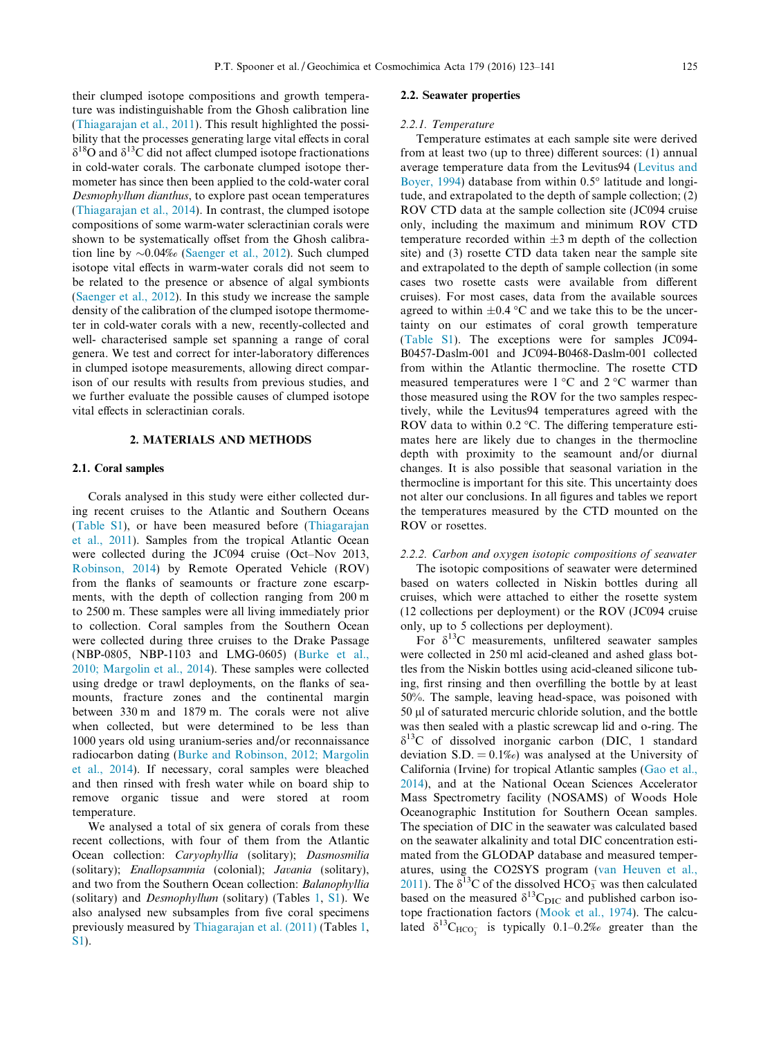their clumped isotope compositions and growth temperature was indistinguishable from the Ghosh calibration line (Thiagarajan et al., 2011). This result highlighted the possibility that the processes generating large vital effects in coral $\delta^{18}O$ and $\delta^{13}C$ did not affect clumped isotope fractionations in cold-water corals. The carbonate clumped isotope thermometer has since then been applied to the cold-water coral *Desmophyllum dianthus*, to explore past ocean temperatures (Thiagarajan et al., 2014). In contrast, the clumped isotope compositions of some warm-water scleractinian corals were shown to be systematically offset from the Ghosh calibration line by ~0.04‰ (Saenger et al., 2012). Such clumped isotope vital effects in warm-water corals did not seem to be related to the presence or absence of algal symbionts (Saenger et al., 2012). In this study we increase the sample density of the calibration of the clumped isotope thermometer in cold-water corals with a new, recently-collected and well- characterised sample set spanning a range of coral genera. We test and correct for inter-laboratory differences in clumped isotope measurements, allowing direct comparison of our results with results from previous studies, and we further evaluate the possible causes of clumped isotope vital effects in scleractinian corals.

## 2. MATERIALS AND METHODS

### 2.1. Coral samples

Corals analysed in this study were either collected during recent cruises to the Atlantic and Southern Oceans (Table S1), or have been measured before (Thiagarajan et al., 2011). Samples from the tropical Atlantic Ocean were collected during the JC094 cruise (Oct–Nov 2013, Robinson, 2014) by Remote Operated Vehicle (ROV) from the flanks of seamounts or fracture zone escarpments, with the depth of collection ranging from 200 m to 2500 m. These samples were all living immediately prior to collection. Coral samples from the Southern Ocean were collected during three cruises to the Drake Passage (NBP-0805, NBP-1103 and LMG-0605) (Burke et al., 2010; Margolin et al., 2014). These samples were collected using dredge or trawl deployments, on the flanks of seamounts, fracture zones and the continental margin between 330 m and 1879 m. The corals were not alive when collected, but were determined to be less than 1000 years old using uranium-series and/or reconnaissance radiocarbon dating (Burke and Robinson, 2012; Margolin et al., 2014). If necessary, coral samples were bleached and then rinsed with fresh water while on board ship to remove organic tissue and were stored at room temperature.

We analysed a total of six genera of corals from these recent collections, with four of them from the Atlantic Ocean collection: *Caryophyllia* (solitary); *Dasmosmilia* (solitary); *Enallopsammia* (colonial); *Javania* (solitary), and two from the Southern Ocean collection: *Balanophyllia* (solitary) and *Desmophyllum* (solitary) (Tables 1, S1). We also analysed new subsamples from five coral specimens previously measured by Thiagarajan et al. (2011) (Tables 1, S1).

### 2.2. Seawater properties

#### 2.2.1. Temperature

Temperature estimates at each sample site were derived from at least two (up to three) different sources: (1) annual average temperature data from the Levitus94 (Levitus and Boyer, 1994) database from within 0.5° latitude and longitude, and extrapolated to the depth of sample collection; (2) ROV CTD data at the sample collection site (JC094 cruise only, including the maximum and minimum ROV CTD temperature recorded within ±3 m depth of the collection site) and (3) rosette CTD data taken near the sample site and extrapolated to the depth of sample collection (in some cases two rosette casts were available from different cruises). For most cases, data from the available sources agreed to within ±0.4 °C and we take this to be the uncertainty on our estimates of coral growth temperature (Table S1). The exceptions were for samples JC094-B0457-Daslm-001 and JC094-B0468-Daslm-001 collected from within the Atlantic thermocline. The rosette CTD measured temperatures were 1 °C and 2 °C warmer than those measured using the ROV for the two samples respectively, while the Levitus94 temperatures agreed with the ROV data to within 0.2 °C. The differing temperature estimates here are likely due to changes in the thermocline depth with proximity to the seamount and/or diurnal changes. It is also possible that seasonal variation in the thermocline is important for this site. This uncertainty does not alter our conclusions. In all figures and tables we report the temperatures measured by the CTD mounted on the ROV or rosettes.

#### 2.2.2. Carbon and oxygen isotopic compositions of seawater

The isotopic compositions of seawater were determined based on waters collected in Niskin bottles during all cruises, which were attached to either the rosette system (12 collections per deployment) or the ROV (JC094 cruise only, up to 5 collections per deployment).

For $\delta^{13}C$ measurements, unfiltered seawater samples were collected in 250 ml acid-cleaned and ashed glass bottles from the Niskin bottles using acid-cleaned silicone tubing, first rinsing and then overfilling the bottle by at least 50%. The sample, leaving head-space, was poisoned with 50 µl of saturated mercuric chloride solution, and the bottle was then sealed with a plastic screwcap lid and o-ring. The $\delta^{13}C$ of dissolved inorganic carbon (DIC, 1 standard deviation S.D. = 0.1‰) was analysed at the University of California (Irvine) for tropical Atlantic samples (Gao et al., 2014), and at the National Ocean Sciences Accelerator Mass Spectrometry facility (NOSAMS) of Woods Hole Oceanographic Institution for Southern Ocean samples. The speciation of DIC in the seawater was calculated based on the seawater alkalinity and total DIC concentration estimated from the GLODAP database and measured temperatures, using the CO2SYS program (van Heuven et al., 2011). The $\delta^{13}C$ of the dissolved $HCO_3^-$ was then calculated based on the measured $\delta^{13}C_{DIC}$ and published carbon isotope fractionation factors (Mook et al., 1974). The calculated $\delta^{13}C_{HCO_3^-}$ is typically 0.1–0.2‰ greater than the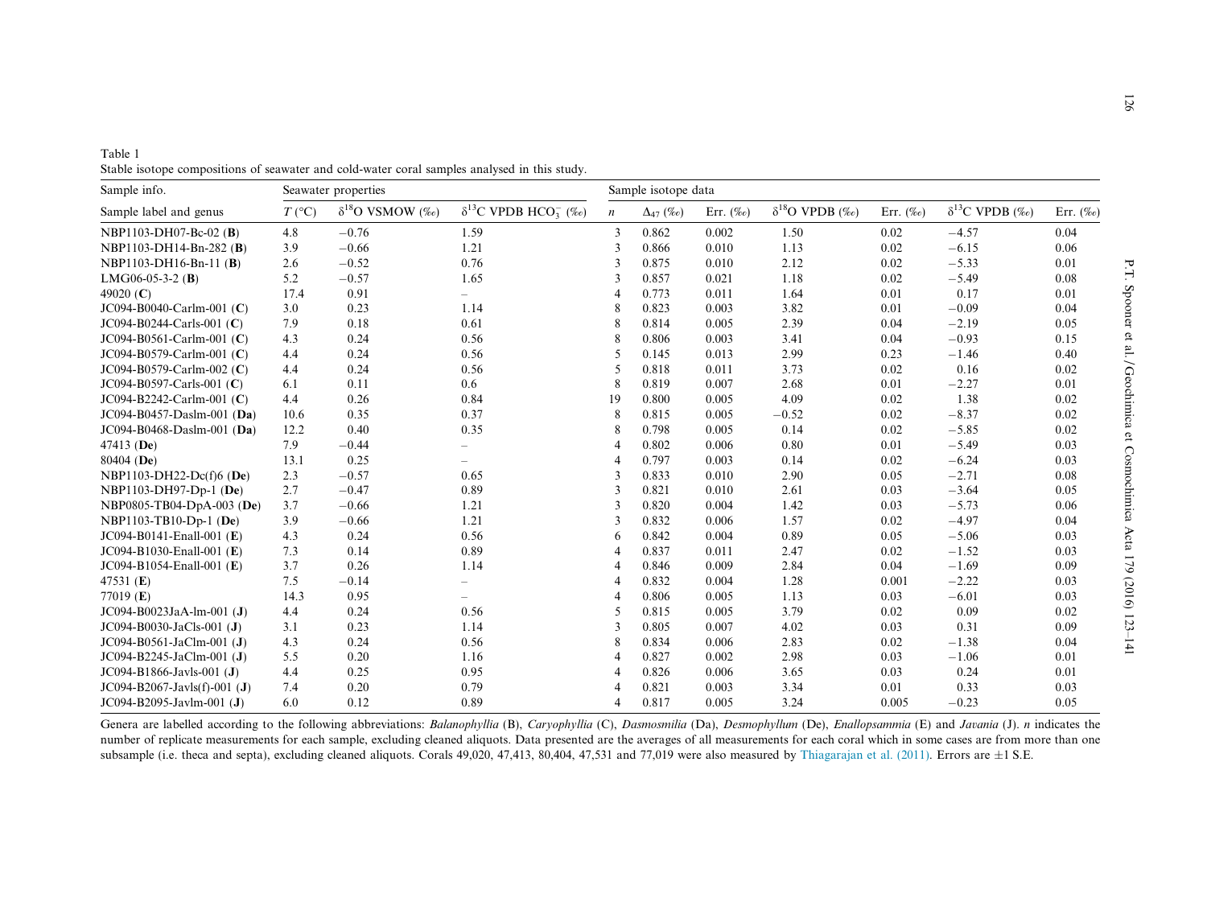Table 1
Stable isotope compositions of seawater and cold-water coral samples analysed in this study.

| Sample info. | Seawater properties | | | Sample isotope data | | | | | | |
|---|---|---|---|---|---|---|---|---|---|---|
| Sample label and genus | $T$ (°C) | $\delta^{18}O$ VSMOW (‰) | $\delta^{13}C$ VPDB $HCO_3^-$ (‰) | $n$ | $\Delta_{47}$ (‰) | Err. (‰) | $\delta^{18}O$ VPDB (‰) | Err. (‰) | $\delta^{13}C$ VPDB (‰) | Err. (‰) |
| NBP1103-DH07-Bc-02 (**B**) | 4.8 | −0.76 | 1.59 | 3 | 0.862 | 0.002 | 1.50 | 0.02 | −4.57 | 0.04 |
| NBP1103-DH14-Bn-282 (**B**) | 3.9 | −0.66 | 1.21 | 3 | 0.866 | 0.010 | 1.13 | 0.02 | −6.15 | 0.06 |
| NBP1103-DH16-Bn-11 (**B**) | 2.6 | −0.52 | 0.76 | 3 | 0.875 | 0.010 | 2.12 | 0.02 | −5.33 | 0.01 |
| LMG06-05-3-2 (**B**) | 5.2 | −0.57 | 1.65 | 3 | 0.857 | 0.021 | 1.18 | 0.02 | −5.49 | 0.08 |
| 49020 (**C**) | 17.4 | 0.91 | – | 4 | 0.773 | 0.011 | 1.64 | 0.01 | 0.17 | 0.01 |
| JC094-B0040-Carlm-001 (**C**) | 3.0 | 0.23 | 1.14 | 8 | 0.823 | 0.003 | 3.82 | 0.01 | −0.09 | 0.04 |
| JC094-B0244-Carls-001 (**C**) | 7.9 | 0.18 | 0.61 | 8 | 0.814 | 0.005 | 2.39 | 0.04 | −2.19 | 0.05 |
| JC094-B0561-Carlm-001 (**C**) | 4.3 | 0.24 | 0.56 | 8 | 0.806 | 0.003 | 3.41 | 0.04 | −0.93 | 0.15 |
| JC094-B0579-Carlm-001 (**C**) | 4.4 | 0.24 | 0.56 | 5 | 0.145 | 0.013 | 2.99 | 0.23 | −1.46 | 0.40 |
| JC094-B0579-Carlm-002 (**C**) | 4.4 | 0.24 | 0.56 | 5 | 0.818 | 0.011 | 3.73 | 0.02 | 0.16 | 0.02 |
| JC094-B0597-Carls-001 (**C**) | 6.1 | 0.11 | 0.6 | 8 | 0.819 | 0.007 | 2.68 | 0.01 | −2.27 | 0.01 |
| JC094-B2242-Carlm-001 (**C**) | 4.4 | 0.26 | 0.84 | 19 | 0.800 | 0.005 | 4.09 | 0.02 | 1.38 | 0.02 |
| JC094-B0457-Daslm-001 (**Da**) | 10.6 | 0.35 | 0.37 | 8 | 0.815 | 0.005 | −0.52 | 0.02 | −8.37 | 0.02 |
| JC094-B0468-Daslm-001 (**Da**) | 12.2 | 0.40 | 0.35 | 8 | 0.798 | 0.005 | 0.14 | 0.02 | −5.85 | 0.02 |
| 47413 (**De**) | 7.9 | −0.44 | – | 4 | 0.802 | 0.006 | 0.80 | 0.01 | −5.49 | 0.03 |
| 80404 (**De**) | 13.1 | 0.25 | – | 4 | 0.797 | 0.003 | 0.14 | 0.02 | −6.24 | 0.03 |
| NBP1103-DH22-Dc(f)6 (**De**) | 2.3 | −0.57 | 0.65 | 3 | 0.833 | 0.010 | 2.90 | 0.05 | −2.71 | 0.08 |
| NBP1103-DH97-Dp-1 (**De**) | 2.7 | −0.47 | 0.89 | 3 | 0.821 | 0.010 | 2.61 | 0.03 | −3.64 | 0.05 |
| NBP0805-TB04-DpA-003 (**De**) | 3.7 | −0.66 | 1.21 | 3 | 0.820 | 0.004 | 1.42 | 0.03 | −5.73 | 0.06 |
| NBP1103-TB10-Dp-1 (**De**) | 3.9 | −0.66 | 1.21 | 3 | 0.832 | 0.006 | 1.57 | 0.02 | −4.97 | 0.04 |
| JC094-B0141-Enall-001 (**E**) | 4.3 | 0.24 | 0.56 | 6 | 0.842 | 0.004 | 0.89 | 0.05 | −5.06 | 0.03 |
| JC094-B1030-Enall-001 (**E**) | 7.3 | 0.14 | 0.89 | 4 | 0.837 | 0.011 | 2.47 | 0.02 | −1.52 | 0.03 |
| JC094-B1054-Enall-001 (**E**) | 3.7 | 0.26 | 1.14 | 4 | 0.846 | 0.009 | 2.84 | 0.04 | −1.69 | 0.09 |
| 47531 (**E**) | 7.5 | −0.14 | – | 4 | 0.832 | 0.004 | 1.28 | 0.001 | −2.22 | 0.03 |
| 77019 (**E**) | 14.3 | 0.95 | – | 4 | 0.806 | 0.005 | 1.13 | 0.03 | −6.01 | 0.03 |
| JC094-B0023JaA-lm-001 (**J**) | 4.4 | 0.24 | 0.56 | 5 | 0.815 | 0.005 | 3.79 | 0.02 | 0.09 | 0.02 |
| JC094-B0030-JaCls-001 (**J**) | 3.1 | 0.23 | 1.14 | 3 | 0.805 | 0.007 | 4.02 | 0.03 | 0.31 | 0.09 |
| JC094-B0561-JaClm-001 (**J**) | 4.3 | 0.24 | 0.56 | 8 | 0.834 | 0.006 | 2.83 | 0.02 | −1.38 | 0.04 |
| JC094-B2245-JaClm-001 (**J**) | 5.5 | 0.20 | 1.16 | 4 | 0.827 | 0.002 | 2.98 | 0.03 | −1.06 | 0.01 |
| JC094-B1866-Javls-001 (**J**) | 4.4 | 0.25 | 0.95 | 4 | 0.826 | 0.006 | 3.65 | 0.03 | 0.24 | 0.01 |
| JC094-B2067-Javls(f)-001 (**J**) | 7.4 | 0.20 | 0.79 | 4 | 0.821 | 0.003 | 3.34 | 0.01 | 0.33 | 0.03 |
| JC094-B2095-Javlm-001 (**J**) | 6.0 | 0.12 | 0.89 | 4 | 0.817 | 0.005 | 3.24 | 0.005 | −0.23 | 0.05 |

Genera are labelled according to the following abbreviations: *Balanophyllia* (B), *Caryophyllia* (C), *Dasmosmilia* (Da), *Desmophyllum* (De), *Enallopsammia* (E) and *Javania* (J). $n$ indicates the number of replicate measurements for each sample, excluding cleaned aliquots. Data presented are the averages of all measurements for each coral which in some cases are from more than one subsample (i.e. theca and septa), excluding cleaned aliquots. Corals 49,020, 47,413, 80,404, 47,531 and 77,019 were also measured by Thiagarajan et al. (2011). Errors are ±1 S.E.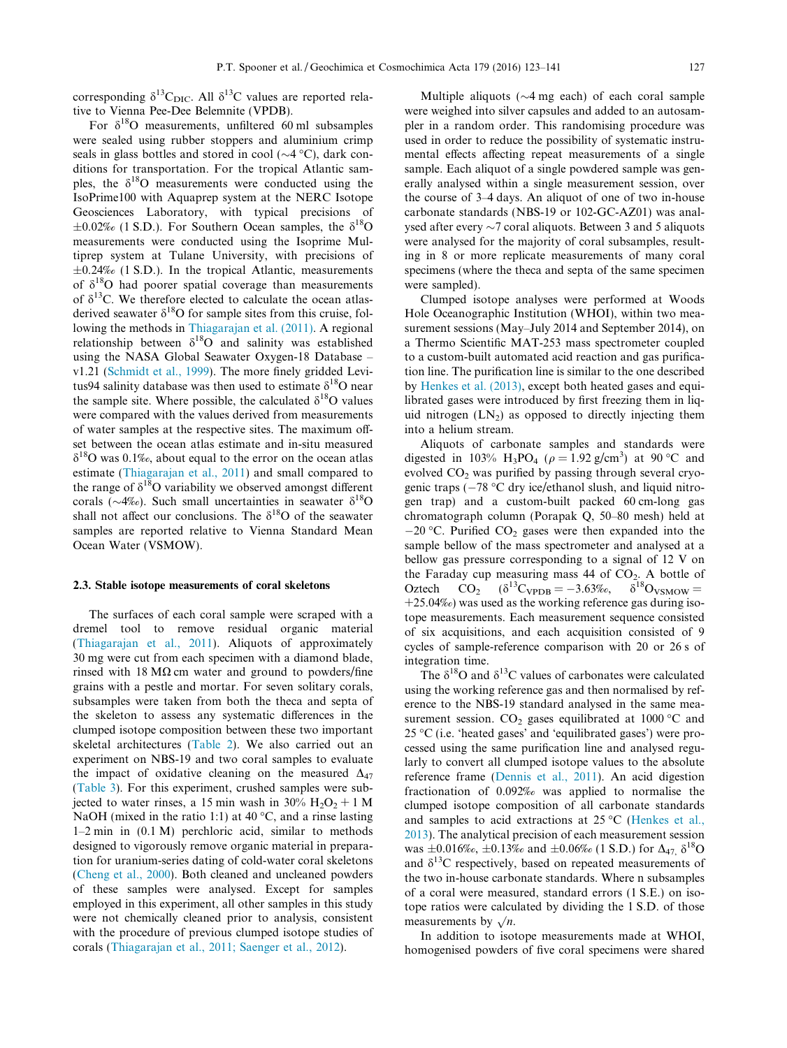corresponding $\delta^{13}C_{DIC}$. All $\delta^{13}C$ values are reported relative to Vienna Pee-Dee Belemnite (VPDB).

For $\delta^{18}O$ measurements, unfiltered 60 ml subsamples were sealed using rubber stoppers and aluminium crimp seals in glass bottles and stored in cool (~4 °C), dark conditions for transportation. For the tropical Atlantic samples, the $\delta^{18}O$ measurements were conducted using the IsoPrime100 with Aquaprep system at the NERC Isotope Geosciences Laboratory, with typical precisions of ±0.02‰ (1 S.D.). For Southern Ocean samples, the $\delta^{18}O$ measurements were conducted using the Isoprime Multiprep system at Tulane University, with precisions of ±0.24‰ (1 S.D.). In the tropical Atlantic, measurements of $\delta^{18}O$ had poorer spatial coverage than measurements of $\delta^{13}C$. We therefore elected to calculate the ocean atlas-derived seawater $\delta^{18}O$ for sample sites from this cruise, following the methods in Thiagarajan et al. (2011). A regional relationship between $\delta^{18}O$ and salinity was established using the NASA Global Seawater Oxygen-18 Database – v1.21 (Schmidt et al., 1999). The more finely gridded Levitus94 salinity database was then used to estimate $\delta^{18}O$ near the sample site. Where possible, the calculated $\delta^{18}O$ values were compared with the values derived from measurements of water samples at the respective sites. The maximum offset between the ocean atlas estimate and in-situ measured $\delta^{18}O$ was 0.1‰, about equal to the error on the ocean atlas estimate (Thiagarajan et al., 2011) and small compared to the range of $\delta^{18}O$ variability we observed amongst different corals (~4‰). Such small uncertainties in seawater $\delta^{18}O$ shall not affect our conclusions. The $\delta^{18}O$ of the seawater samples are reported relative to Vienna Standard Mean Ocean Water (VSMOW).

### 2.3. Stable isotope measurements of coral skeletons

The surfaces of each coral sample were scraped with a dremel tool to remove residual organic material (Thiagarajan et al., 2011). Aliquots of approximately 30 mg were cut from each specimen with a diamond blade, rinsed with 18 MΩ cm water and ground to powders/fine grains with a pestle and mortar. For seven solitary corals, subsamples were taken from both the theca and septa of the skeleton to assess any systematic differences in the clumped isotope composition between these two important skeletal architectures (Table 2). We also carried out an experiment on NBS-19 and two coral samples to evaluate the impact of oxidative cleaning on the measured $\Delta_{47}$ (Table 3). For this experiment, crushed samples were subjected to water rinses, a 15 min wash in 30% $H_2O_2$ + 1 M NaOH (mixed in the ratio 1:1) at 40 °C, and a rinse lasting 1–2 min in (0.1 M) perchloric acid, similar to methods designed to vigorously remove organic material in preparation for uranium-series dating of cold-water coral skeletons (Cheng et al., 2000). Both cleaned and uncleaned powders of these samples were analysed. Except for samples employed in this experiment, all other samples in this study were not chemically cleaned prior to analysis, consistent with the procedure of previous clumped isotope studies of corals (Thiagarajan et al., 2011; Saenger et al., 2012).

Multiple aliquots (~4 mg each) of each coral sample were weighed into silver capsules and added to an autosampler in a random order. This randomising procedure was used in order to reduce the possibility of systematic instrumental effects affecting repeat measurements of a single sample. Each aliquot of a single powdered sample was generally analysed within a single measurement session, over the course of 3–4 days. An aliquot of one of two in-house carbonate standards (NBS-19 or 102-GC-AZ01) was analysed after every ~7 coral aliquots. Between 3 and 5 aliquots were analysed for the majority of coral subsamples, resulting in 8 or more replicate measurements of many coral specimens (where the theca and septa of the same specimen were sampled).

Clumped isotope analyses were performed at Woods Hole Oceanographic Institution (WHOI), within two measurement sessions (May–July 2014 and September 2014), on a Thermo Scientific MAT-253 mass spectrometer coupled to a custom-built automated acid reaction and gas purification line. The purification line is similar to the one described by Henkes et al. (2013), except both heated gases and equilibrated gases were introduced by first freezing them in liquid nitrogen ($LN_2$) as opposed to directly injecting them into a helium stream.

Aliquots of carbonate samples and standards were digested in 103% $H_3PO_4$ ($\rho$ = 1.92 g/cm$^3$) at 90 °C and evolved $CO_2$ was purified by passing through several cryogenic traps (−78 °C dry ice/ethanol slush, and liquid nitrogen trap) and a custom-built packed 60 cm-long gas chromatograph column (Porapak Q, 50–80 mesh) held at −20 °C. Purified $CO_2$ gases were then expanded into the sample bellow of the mass spectrometer and analysed at a bellow gas pressure corresponding to a signal of 12 V on the Faraday cup measuring mass 44 of $CO_2$. A bottle of Oztech $CO_2$ ($\delta^{13}C_{VPDB}$ = −3.63‰, $\delta^{18}O_{VSMOW}$ = +25.04‰) was used as the working reference gas during isotope measurements. Each measurement sequence consisted of six acquisitions, and each acquisition consisted of 9 cycles of sample-reference comparison with 20 or 26 s of integration time.

The $\delta^{18}O$ and $\delta^{13}C$ values of carbonates were calculated using the working reference gas and then normalised by reference to the NBS-19 standard analysed in the same measurement session. $CO_2$ gases equilibrated at 1000 °C and 25 °C (i.e. 'heated gases' and 'equilibrated gases') were processed using the same purification line and analysed regularly to convert all clumped isotope values to the absolute reference frame (Dennis et al., 2011). An acid digestion fractionation of 0.092‰ was applied to normalise the clumped isotope composition of all carbonate standards and samples to acid extractions at 25 °C (Henkes et al., 2013). The analytical precision of each measurement session was ±0.016‰, ±0.13‰ and ±0.06‰ (1 S.D.) for $\Delta_{47}$, $\delta^{18}O$ and $\delta^{13}C$ respectively, based on repeated measurements of the two in-house carbonate standards. Where n subsamples of a coral were measured, standard errors (1 S.E.) on isotope ratios were calculated by dividing the 1 S.D. of those measurements by $\sqrt{n}$.

In addition to isotope measurements made at WHOI, homogenised powders of five coral specimens were shared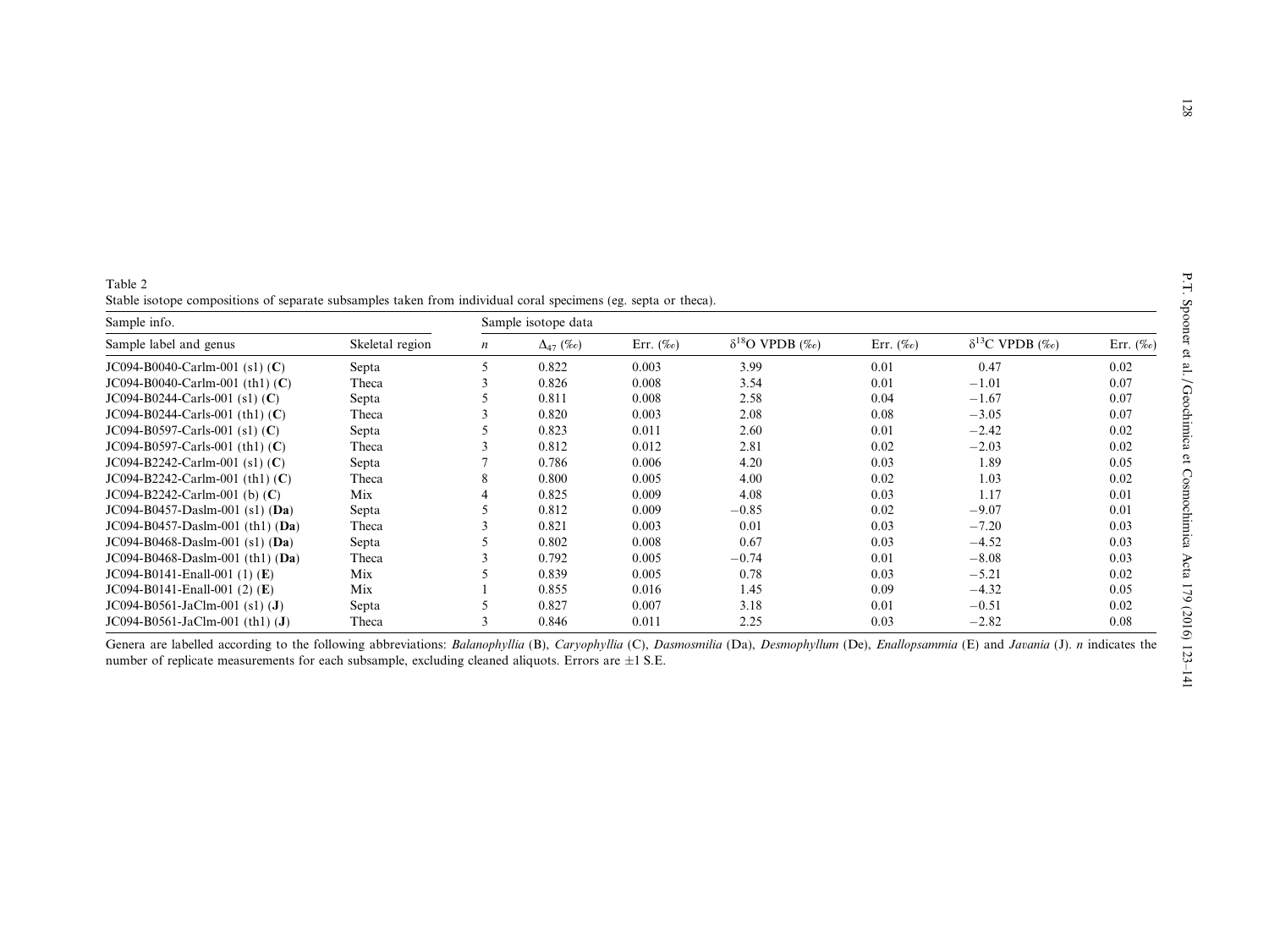Table 2
Stable isotope compositions of separate subsamples taken from individual coral specimens (eg. septa or theca).

| Sample info. | | Sample isotope data | | | | | | |
|---|---|---|---|---|---|---|---|---|
| Sample label and genus | Skeletal region | $n$ | $\Delta_{47}$ (‰) | Err. (‰) | $\delta^{18}$O VPDB (‰) | Err. (‰) | $\delta^{13}$C VPDB (‰) | Err. (‰) |
| JC094-B0040-Carlm-001 (s1) (**C**) | Septa | 5 | 0.822 | 0.003 | 3.99 | 0.01 | 0.47 | 0.02 |
| JC094-B0040-Carlm-001 (th1) (**C**) | Theca | 3 | 0.826 | 0.008 | 3.54 | 0.01 | −1.01 | 0.07 |
| JC094-B0244-Carls-001 (s1) (**C**) | Septa | 5 | 0.811 | 0.008 | 2.58 | 0.04 | −1.67 | 0.07 |
| JC094-B0244-Carls-001 (th1) (**C**) | Theca | 3 | 0.820 | 0.003 | 2.08 | 0.08 | −3.05 | 0.07 |
| JC094-B0597-Carls-001 (s1) (**C**) | Septa | 5 | 0.823 | 0.011 | 2.60 | 0.01 | −2.42 | 0.02 |
| JC094-B0597-Carls-001 (th1) (**C**) | Theca | 3 | 0.812 | 0.012 | 2.81 | 0.02 | −2.03 | 0.02 |
| JC094-B2242-Carlm-001 (s1) (**C**) | Septa | 7 | 0.786 | 0.006 | 4.20 | 0.03 | 1.89 | 0.05 |
| JC094-B2242-Carlm-001 (th1) (**C**) | Theca | 8 | 0.800 | 0.005 | 4.00 | 0.02 | 1.03 | 0.02 |
| JC094-B2242-Carlm-001 (b) (**C**) | Mix | 4 | 0.825 | 0.009 | 4.08 | 0.03 | 1.17 | 0.01 |
| JC094-B0457-Daslm-001 (s1) (**Da**) | Septa | 5 | 0.812 | 0.009 | −0.85 | 0.02 | −9.07 | 0.01 |
| JC094-B0457-Daslm-001 (th1) (**Da**) | Theca | 3 | 0.821 | 0.003 | 0.01 | 0.03 | −7.20 | 0.03 |
| JC094-B0468-Daslm-001 (s1) (**Da**) | Septa | 5 | 0.802 | 0.008 | 0.67 | 0.03 | −4.52 | 0.03 |
| JC094-B0468-Daslm-001 (th1) (**Da**) | Theca | 3 | 0.792 | 0.005 | −0.74 | 0.01 | −8.08 | 0.03 |
| JC094-B0141-Enall-001 (1) (**E**) | Mix | 5 | 0.839 | 0.005 | 0.78 | 0.03 | −5.21 | 0.02 |
| JC094-B0141-Enall-001 (2) (**E**) | Mix | 1 | 0.855 | 0.016 | 1.45 | 0.09 | −4.32 | 0.05 |
| JC094-B0561-JaClm-001 (s1) (**J**) | Septa | 5 | 0.827 | 0.007 | 3.18 | 0.01 | −0.51 | 0.02 |
| JC094-B0561-JaClm-001 (th1) (**J**) | Theca | 3 | 0.846 | 0.011 | 2.25 | 0.03 | −2.82 | 0.08 |

Genera are labelled according to the following abbreviations: *Balanophyllia* (B), *Caryophyllia* (C), *Dasmosmilia* (Da), *Desmophyllum* (De), *Enallopsammia* (E) and *Javania* (J). $n$ indicates the number of replicate measurements for each subsample, excluding cleaned aliquots. Errors are ±1 S.E.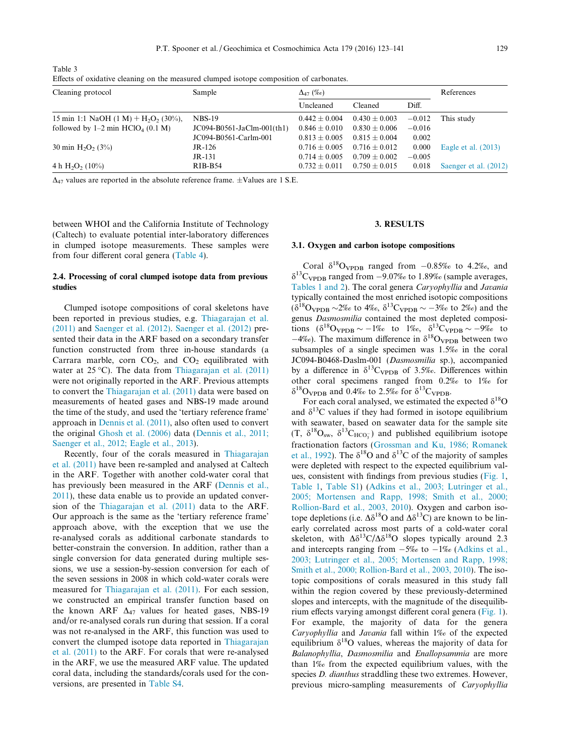Table 3
Effects of oxidative cleaning on the measured clumped isotope composition of carbonates.

| Cleaning protocol | Sample | $\Delta_{47}$ (‰) | | | References |
|---|---|---|---|---|---|
| | | Uncleaned | Cleaned | Diff. | |
| 15 min 1:1 NaOH (1 M) + $H_2O_2$ (30%), | NBS-19 | 0.442 ± 0.004 | 0.430 ± 0.003 | −0.012 | This study |
| followed by 1–2 min $HClO_4$ (0.1 M) | JC094-B0561-JaClm-001(th1) | 0.846 ± 0.010 | 0.830 ± 0.006 | −0.016 | |
| | JC094-B0561-Carlm-001 | 0.813 ± 0.005 | 0.815 ± 0.004 | 0.002 | |
| 30 min $H_2O_2$ (3%) | JR-126 | 0.716 ± 0.005 | 0.716 ± 0.012 | 0.000 | Eagle et al. (2013) |
| | JR-131 | 0.714 ± 0.005 | 0.709 ± 0.002 | −0.005 | |
| 4 h $H_2O_2$ (10%) | RIB-B54 | 0.732 ± 0.011 | 0.750 ± 0.015 | 0.018 | Saenger et al. (2012) |

$\Delta_{47}$ values are reported in the absolute reference frame. ±Values are 1 S.E.

between WHOI and the California Institute of Technology (Caltech) to evaluate potential inter-laboratory differences in clumped isotope measurements. These samples were from four different coral genera (Table 4).

### 2.4. Processing of coral clumped isotope data from previous studies

Clumped isotope compositions of coral skeletons have been reported in previous studies, e.g. Thiagarajan et al. (2011) and Saenger et al. (2012). Saenger et al. (2012) presented their data in the ARF based on a secondary transfer function constructed from three in-house standards (a Carrara marble, corn $CO_2$, and $CO_2$ equilibrated with water at 25 °C). The data from Thiagarajan et al. (2011) were not originally reported in the ARF. Previous attempts to convert the Thiagarajan et al. (2011) data were based on measurements of heated gases and NBS-19 made around the time of the study, and used the 'tertiary reference frame' approach in Dennis et al. (2011), also often used to convert the original Ghosh et al. (2006) data (Dennis et al., 2011; Saenger et al., 2012; Eagle et al., 2013).

Recently, four of the corals measured in Thiagarajan et al. (2011) have been re-sampled and analysed at Caltech in the ARF. Together with another cold-water coral that has previously been measured in the ARF (Dennis et al., 2011), these data enable us to provide an updated conversion of the Thiagarajan et al. (2011) data to the ARF. Our approach is the same as the 'tertiary reference frame' approach above, with the exception that we use the re-analysed corals as additional carbonate standards to better-constrain the conversion. In addition, rather than a single conversion for data generated during multiple sessions, we use a session-by-session conversion for each of the seven sessions in 2008 in which cold-water corals were measured for Thiagarajan et al. (2011). For each session, we constructed an empirical transfer function based on the known ARF $\Delta_{47}$ values for heated gases, NBS-19 and/or re-analysed corals run during that session. If a coral was not re-analysed in the ARF, this function was used to convert the clumped isotope data reported in Thiagarajan et al. (2011) to the ARF. For corals that were re-analysed in the ARF, we use the measured ARF value. The updated coral data, including the standards/corals used for the conversions, are presented in Table S4.

## 3. RESULTS

### 3.1. Oxygen and carbon isotope compositions

Coral $\delta^{18}O_{VPDB}$ ranged from −0.85‰ to 4.2‰, and $\delta^{13}C_{VPDB}$ ranged from −9.07‰ to 1.89‰ (sample averages, Tables 1 and 2). The coral genera *Caryophyllia* and *Javania* typically contained the most enriched isotopic compositions ($\delta^{18}O_{VPDB}$ ~2‰ to 4‰, $\delta^{13}C_{VPDB}$ ~ −3‰ to 2‰) and the genus *Dasmosmilia* contained the most depleted compositions ($\delta^{18}O_{VPDB}$ ~ −1‰ to 1‰, $\delta^{13}C_{VPDB}$ ~ −9‰ to −4‰). The maximum difference in $\delta^{18}O_{VPDB}$ between two subsamples of a single specimen was 1.5‰ in the coral JC094-B0468-Daslm-001 (*Dasmosmilia* sp.), accompanied by a difference in $\delta^{13}C_{VPDB}$ of 3.5‰. Differences within other coral specimens ranged from 0.2‰ to 1‰ for $\delta^{18}O_{VPDB}$ and 0.4‰ to 2.5‰ for $\delta^{13}C_{VPDB}$.

For each coral analysed, we estimated the expected $\delta^{18}O$ and $\delta^{13}C$ values if they had formed in isotope equilibrium with seawater, based on seawater data for the sample site (T, $\delta^{18}O_{sw}$, $\delta^{13}C_{HCO_3^-}$) and published equilibrium isotope fractionation factors (Grossman and Ku, 1986; Romanek et al., 1992). The $\delta^{18}O$ and $\delta^{13}C$ of the majority of samples were depleted with respect to the expected equilibrium values, consistent with findings from previous studies (Fig. 1, Table 1, Table S1) (Adkins et al., 2003; Lutringer et al., 2005; Mortensen and Rapp, 1998; Smith et al., 2000; Rollion-Bard et al., 2003, 2010). Oxygen and carbon isotope depletions (i.e. $\Delta\delta^{18}O$ and $\Delta\delta^{13}C$) are known to be linearly correlated across most parts of a cold-water coral skeleton, with $\Delta\delta^{13}C/\Delta\delta^{18}O$ slopes typically around 2.3 and intercepts ranging from −5‰ to −1‰ (Adkins et al., 2003; Lutringer et al., 2005; Mortensen and Rapp, 1998; Smith et al., 2000; Rollion-Bard et al., 2003, 2010). The isotopic compositions of corals measured in this study fall within the region covered by these previously-determined slopes and intercepts, with the magnitude of the disequilibrium effects varying amongst different coral genera (Fig. 1). For example, the majority of data for the genera *Caryophyllia* and *Javania* fall within 1‰ of the expected equilibrium $\delta^{18}O$ values, whereas the majority of data for *Balanophyllia*, *Dasmosmilia* and *Enallopsammia* are more than 1‰ from the expected equilibrium values, with the species *D. dianthus* straddling these two extremes. However, previous micro-sampling measurements of *Caryophyllia*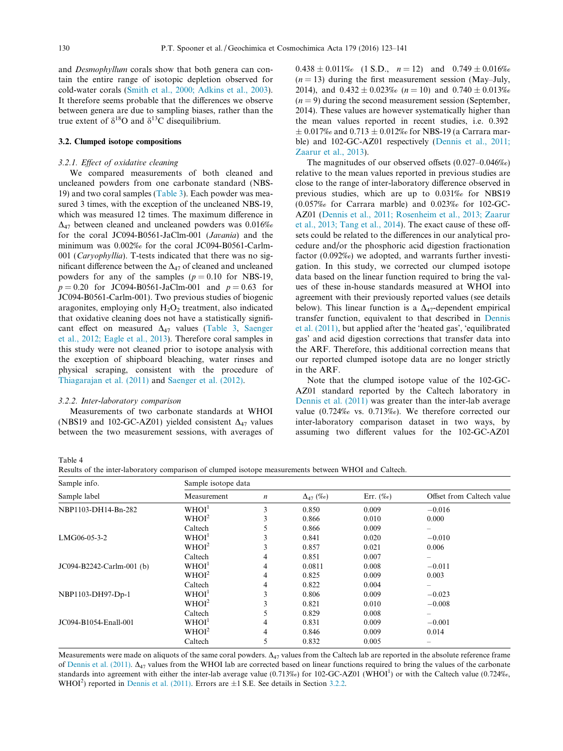and *Desmophyllum* corals show that both genera can contain the entire range of isotopic depletion observed for cold-water corals (Smith et al., 2000; Adkins et al., 2003). It therefore seems probable that the differences we observe between genera are due to sampling biases, rather than the true extent of $\delta^{18}O$ and $\delta^{13}C$ disequilibrium.

### 3.2. Clumped isotope compositions

#### 3.2.1. Effect of oxidative cleaning

We compared measurements of both cleaned and uncleaned powders from one carbonate standard (NBS-19) and two coral samples (Table 3). Each powder was measured 3 times, with the exception of the uncleaned NBS-19, which was measured 12 times. The maximum difference in $\Delta_{47}$ between cleaned and uncleaned powders was 0.016‰ for the coral JC094-B0561-JaClm-001 (*Javania*) and the minimum was 0.002‰ for the coral JC094-B0561-Carlm-001 (*Caryophyllia*). T-tests indicated that there was no significant difference between the $\Delta_{47}$ of cleaned and uncleaned powders for any of the samples ($p = 0.10$ for NBS-19, $p = 0.20$ for JC094-B0561-JaClm-001 and $p = 0.63$ for JC094-B0561-Carlm-001). Two previous studies of biogenic aragonites, employing only $H_2O_2$ treatment, also indicated that oxidative cleaning does not have a statistically significant effect on measured $\Delta_{47}$ values (Table 3, Saenger et al., 2012; Eagle et al., 2013). Therefore coral samples in this study were not cleaned prior to isotope analysis with the exception of shipboard bleaching, water rinses and physical scraping, consistent with the procedure of Thiagarajan et al. (2011) and Saenger et al. (2012).

#### 3.2.2. Inter-laboratory comparison

Measurements of two carbonate standards at WHOI (NBS19 and 102-GC-AZ01) yielded consistent $\Delta_{47}$ values between the two measurement sessions, with averages of 0.438 ± 0.011‰ (1 S.D., $n = 12$) and 0.749 ± 0.016‰ ($n = 13$) during the first measurement session (May–July, 2014), and 0.432 ± 0.023‰ ($n = 10$) and 0.740 ± 0.013‰ ($n = 9$) during the second measurement session (September, 2014). These values are however systematically higher than the mean values reported in recent studies, i.e. 0.392 ± 0.017‰ and 0.713 ± 0.012‰ for NBS-19 (a Carrara marble) and 102-GC-AZ01 respectively (Dennis et al., 2011; Zaarur et al., 2013).

The magnitudes of our observed offsets (0.027–0.046‰) relative to the mean values reported in previous studies are close to the range of inter-laboratory difference observed in previous studies, which are up to 0.031‰ for NBS19 (0.057‰ for Carrara marble) and 0.023‰ for 102-GC-AZ01 (Dennis et al., 2011; Rosenheim et al., 2013; Zaarur et al., 2013; Tang et al., 2014). The exact cause of these offsets could be related to the differences in our analytical procedure and/or the phosphoric acid digestion fractionation factor (0.092‰) we adopted, and warrants further investigation. In this study, we corrected our clumped isotope data based on the linear function required to bring the values of these in-house standards measured at WHOI into agreement with their previously reported values (see details below). This linear function is a $\Delta_{47}$-dependent empirical transfer function, equivalent to that described in Dennis et al. (2011), but applied after the 'heated gas', 'equilibrated gas' and acid digestion corrections that transfer data into the ARF. Therefore, this additional correction means that our reported clumped isotope data are no longer strictly in the ARF.

Note that the clumped isotope value of the 102-GC-AZ01 standard reported by the Caltech laboratory in Dennis et al. (2011) was greater than the inter-lab average value (0.724‰ vs. 0.713‰). We therefore corrected our inter-laboratory comparison dataset in two ways, by assuming two different values for the 102-GC-AZ01

Table 4
Results of the inter-laboratory comparison of clumped isotope measurements between WHOI and Caltech.

| Sample info. | Sample isotope data | | | | |
|---|---|---|---|---|---|
| Sample label | Measurement | $n$ | $\Delta_{47}$ (‰) | Err. (‰) | Offset from Caltech value |
| NBP1103-DH14-Bn-282 | WHOI[1] | 3 | 0.850 | 0.009 | −0.016 |
| | WHOI[2] | 3 | 0.866 | 0.010 | 0.000 |
| | Caltech | 5 | 0.866 | 0.009 | – |
| LMG06-05-3-2 | WHOI[1] | 3 | 0.841 | 0.020 | −0.010 |
| | WHOI[2] | 3 | 0.857 | 0.021 | 0.006 |
| | Caltech | 4 | 0.851 | 0.007 | – |
| JC094-B2242-Carlm-001 (b) | WHOI[1] | 4 | 0.0811 | 0.008 | −0.011 |
| | WHOI[2] | 4 | 0.825 | 0.009 | 0.003 |
| | Caltech | 4 | 0.822 | 0.004 | – |
| NBP1103-DH97-Dp-1 | WHOI[1] | 3 | 0.806 | 0.009 | −0.023 |
| | WHOI[2] | 3 | 0.821 | 0.010 | −0.008 |
| | Caltech | 5 | 0.829 | 0.008 | – |
| JC094-B1054-Enall-001 | WHOI[1] | 4 | 0.831 | 0.009 | −0.001 |
| | WHOI[2] | 4 | 0.846 | 0.009 | 0.014 |
| | Caltech | 5 | 0.832 | 0.005 | – |

Measurements were made on aliquots of the same coral powders. $\Delta_{47}$ values from the Caltech lab are reported in the absolute reference frame of Dennis et al. (2011). $\Delta_{47}$ values from the WHOI lab are corrected based on linear functions required to bring the values of the carbonate standards into agreement with either the inter-lab average value (0.713‰) for 102-GC-AZ01 (WHOI[1]) or with the Caltech value (0.724‰, WHOI[2]) reported in Dennis et al. (2011). Errors are ±1 S.E. See details in Section 3.2.2.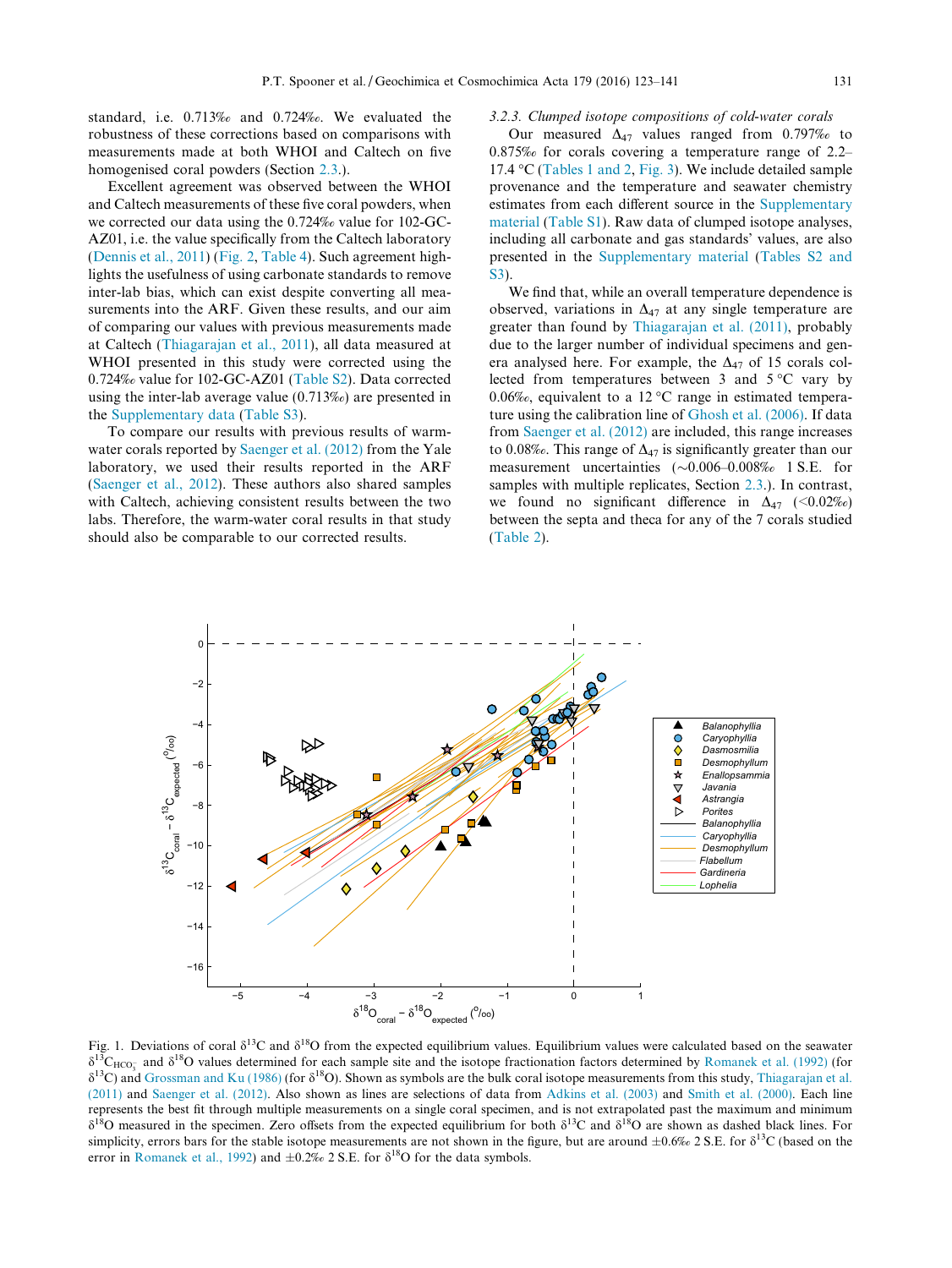standard, i.e. 0.713‰ and 0.724‰. We evaluated the robustness of these corrections based on comparisons with measurements made at both WHOI and Caltech on five homogenised coral powders (Section 2.3.).

Excellent agreement was observed between the WHOI and Caltech measurements of these five coral powders, when we corrected our data using the 0.724‰ value for 102-GC-AZ01, i.e. the value specifically from the Caltech laboratory (Dennis et al., 2011) (Fig. 2, Table 4). Such agreement highlights the usefulness of using carbonate standards to remove inter-lab bias, which can exist despite converting all measurements into the ARF. Given these results, and our aim of comparing our values with previous measurements made at Caltech (Thiagarajan et al., 2011), all data measured at WHOI presented in this study were corrected using the 0.724‰ value for 102-GC-AZ01 (Table S2). Data corrected using the inter-lab average value (0.713‰) are presented in the Supplementary data (Table S3).

To compare our results with previous results of warm-water corals reported by Saenger et al. (2012) from the Yale laboratory, we used their results reported in the ARF (Saenger et al., 2012). These authors also shared samples with Caltech, achieving consistent results between the two labs. Therefore, the warm-water coral results in that study should also be comparable to our corrected results.

#### 3.2.3. Clumped isotope compositions of cold-water corals

Our measured $\Delta_{47}$ values ranged from 0.797‰ to 0.875‰ for corals covering a temperature range of 2.2–17.4 °C (Tables 1 and 2, Fig. 3). We include detailed sample provenance and the temperature and seawater chemistry estimates from each different source in the Supplementary material (Table S1). Raw data of clumped isotope analyses, including all carbonate and gas standards' values, are also presented in the Supplementary material (Tables S2 and S3).

We find that, while an overall temperature dependence is observed, variations in $\Delta_{47}$ at any single temperature are greater than found by Thiagarajan et al. (2011), probably due to the larger number of individual specimens and genera analysed here. For example, the $\Delta_{47}$ of 15 corals collected from temperatures between 3 and 5 °C vary by 0.06‰, equivalent to a 12 °C range in estimated temperature using the calibration line of Ghosh et al. (2006). If data from Saenger et al. (2012) are included, this range increases to 0.08‰. This range of $\Delta_{47}$ is significantly greater than our measurement uncertainties (~0.006–0.008‰ 1 S.E. for samples with multiple replicates, Section 2.3.). In contrast, we found no significant difference in $\Delta_{47}$ (<0.02‰) between the septa and theca for any of the 7 corals studied (Table 2).

Fig. 1. Deviations of coral $\delta^{13}C$ and $\delta^{18}O$ from the expected equilibrium values. Equilibrium values were calculated based on the seawater $\delta^{13}C_{HCO_3^-}$ and $\delta^{18}O$ values determined for each sample site and the isotope fractionation factors determined by Romanek et al. (1992) (for $\delta^{13}C$) and Grossman and Ku (1986) (for $\delta^{18}O$). Shown as symbols are the bulk coral isotope measurements from this study, Thiagarajan et al. (2011) and Saenger et al. (2012). Also shown as lines are selections of data from Adkins et al. (2003) and Smith et al. (2000). Each line represents the best fit through multiple measurements on a single coral specimen, and is not extrapolated past the maximum and minimum $\delta^{18}O$ measured in the specimen. Zero offsets from the expected equilibrium for both $\delta^{13}C$ and $\delta^{18}O$ are shown as dashed black lines. For simplicity, errors bars for the stable isotope measurements are not shown in the figure, but are around ±0.6‰ 2 S.E. for $\delta^{13}C$ (based on the error in Romanek et al., 1992) and ±0.2‰ 2 S.E. for $\delta^{18}O$ for the data symbols.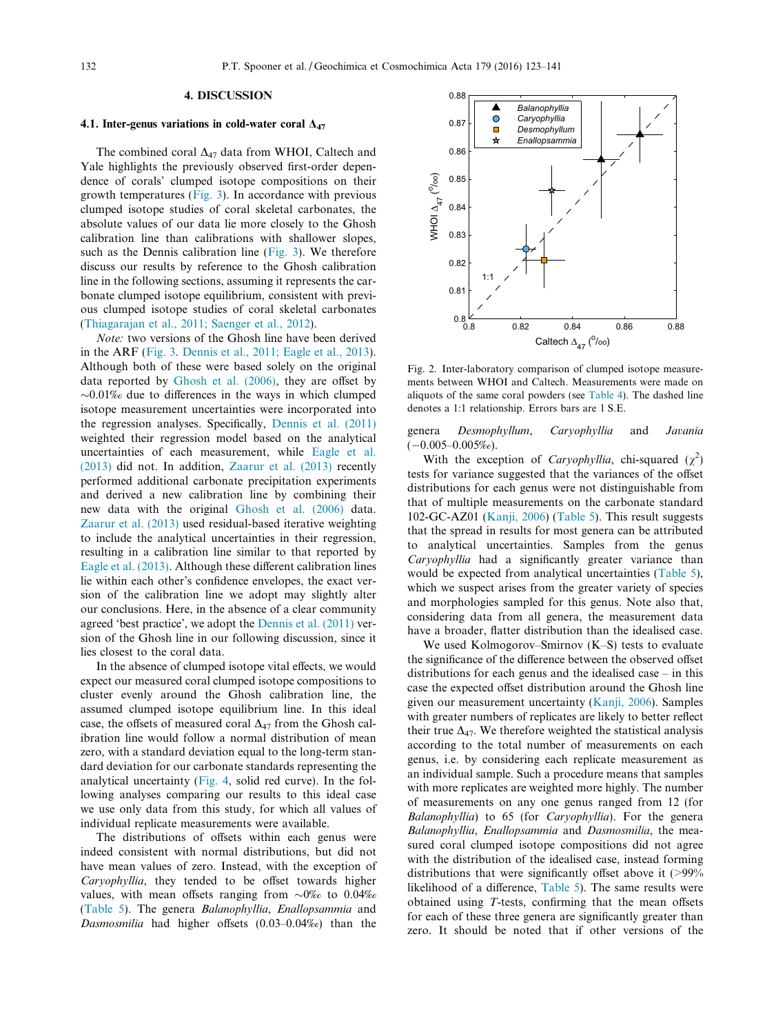## 4. DISCUSSION

### 4.1. Inter-genus variations in cold-water coral $\Delta_{47}$

The combined coral $\Delta_{47}$ data from WHOI, Caltech and Yale highlights the previously observed first-order dependence of corals' clumped isotope compositions on their growth temperatures (Fig. 3). In accordance with previous clumped isotope studies of coral skeletal carbonates, the absolute values of our data lie more closely to the Ghosh calibration line than calibrations with shallower slopes, such as the Dennis calibration line (Fig. 3). We therefore discuss our results by reference to the Ghosh calibration line in the following sections, assuming it represents the carbonate clumped isotope equilibrium, consistent with previous clumped isotope studies of coral skeletal carbonates (Thiagarajan et al., 2011; Saenger et al., 2012).

*Note:* two versions of the Ghosh line have been derived in the ARF (Fig. 3. Dennis et al., 2011; Eagle et al., 2013). Although both of these were based solely on the original data reported by Ghosh et al. (2006), they are offset by ~0.01‰ due to differences in the ways in which clumped isotope measurement uncertainties were incorporated into the regression analyses. Specifically, Dennis et al. (2011) weighted their regression model based on the analytical uncertainties of each measurement, while Eagle et al. (2013) did not. In addition, Zaarur et al. (2013) recently performed additional carbonate precipitation experiments and derived a new calibration line by combining their new data with the original Ghosh et al. (2006) data. Zaarur et al. (2013) used residual-based iterative weighting to include the analytical uncertainties in their regression, resulting in a calibration line similar to that reported by Eagle et al. (2013). Although these different calibration lines lie within each other's confidence envelopes, the exact version of the calibration line we adopt may slightly alter our conclusions. Here, in the absence of a clear community agreed 'best practice', we adopt the Dennis et al. (2011) version of the Ghosh line in our following discussion, since it lies closest to the coral data.

In the absence of clumped isotope vital effects, we would expect our measured coral clumped isotope compositions to cluster evenly around the Ghosh calibration line, the assumed clumped isotope equilibrium line. In this ideal case, the offsets of measured coral $\Delta_{47}$ from the Ghosh calibration line would follow a normal distribution of mean zero, with a standard deviation equal to the long-term standard deviation for our carbonate standards representing the analytical uncertainty (Fig. 4, solid red curve). In the following analyses comparing our results to this ideal case we use only data from this study, for which all values of individual replicate measurements were available.

The distributions of offsets within each genus were indeed consistent with normal distributions, but did not have mean values of zero. Instead, with the exception of *Caryophyllia*, they tended to be offset towards higher values, with mean offsets ranging from ~0‰ to 0.04‰ (Table 5). The genera *Balanophyllia*, *Enallopsammia* and *Dasmosmilia* had higher offsets (0.03–0.04‰) than the genera *Desmophyllum*, *Caryophyllia* and *Javania* (−0.005–0.005‰).

Fig. 2. Inter-laboratory comparison of clumped isotope measurements between WHOI and Caltech. Measurements were made on aliquots of the same coral powders (see Table 4). The dashed line denotes a 1:1 relationship. Errors bars are 1 S.E.

With the exception of *Caryophyllia*, chi-squared ($\chi^2$) tests for variance suggested that the variances of the offset distributions for each genus were not distinguishable from that of multiple measurements on the carbonate standard 102-GC-AZ01 (Kanji, 2006) (Table 5). This result suggests that the spread in results for most genera can be attributed to analytical uncertainties. Samples from the genus *Caryophyllia* had a significantly greater variance than would be expected from analytical uncertainties (Table 5), which we suspect arises from the greater variety of species and morphologies sampled for this genus. Note also that, considering data from all genera, the measurement data have a broader, flatter distribution than the idealised case.

We used Kolmogorov–Smirnov (K–S) tests to evaluate the significance of the difference between the observed offset distributions for each genus and the idealised case – in this case the expected offset distribution around the Ghosh line given our measurement uncertainty (Kanji, 2006). Samples with greater numbers of replicates are likely to better reflect their true $\Delta_{47}$. We therefore weighted the statistical analysis according to the total number of measurements on each genus, i.e. by considering each replicate measurement as an individual sample. Such a procedure means that samples with more replicates are weighted more highly. The number of measurements on any one genus ranged from 12 (for *Balanophyllia*) to 65 (for *Caryophyllia*). For the genera *Balanophyllia*, *Enallopsammia* and *Dasmosmilia*, the measured coral clumped isotope compositions did not agree with the distribution of the idealised case, instead forming distributions that were significantly offset above it (>99% likelihood of a difference, Table 5). The same results were obtained using *T*-tests, confirming that the mean offsets for each of these three genera are significantly greater than zero. It should be noted that if other versions of the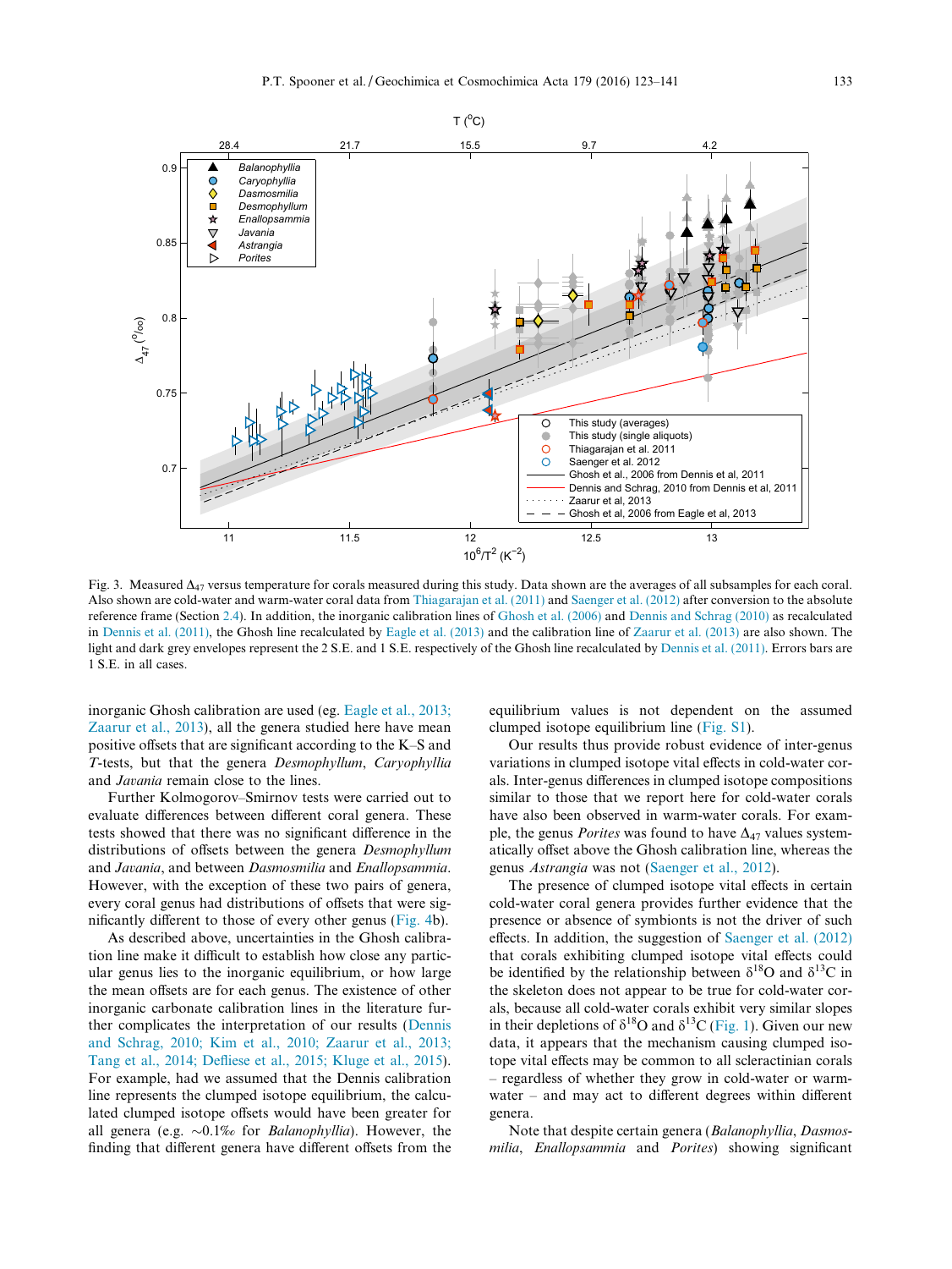Fig. 3. Measured $\Delta_{47}$ versus temperature for corals measured during this study. Data shown are the averages of all subsamples for each coral. Also shown are cold-water and warm-water coral data from Thiagarajan et al. (2011) and Saenger et al. (2012) after conversion to the absolute reference frame (Section 2.4). In addition, the inorganic calibration lines of Ghosh et al. (2006) and Dennis and Schrag (2010) as recalculated in Dennis et al. (2011), the Ghosh line recalculated by Eagle et al. (2013) and the calibration line of Zaarur et al. (2013) are also shown. The light and dark grey envelopes represent the 2 S.E. and 1 S.E. respectively of the Ghosh line recalculated by Dennis et al. (2011). Errors bars are 1 S.E. in all cases.

inorganic Ghosh calibration are used (eg. Eagle et al., 2013; Zaarur et al., 2013), all the genera studied here have mean positive offsets that are significant according to the K–S and *T*-tests, but that the genera *Desmophyllum*, *Caryophyllia* and *Javania* remain close to the lines.

Further Kolmogorov–Smirnov tests were carried out to evaluate differences between different coral genera. These tests showed that there was no significant difference in the distributions of offsets between the genera *Desmophyllum* and *Javania*, and between *Dasmosmilia* and *Enallopsammia*. However, with the exception of these two pairs of genera, every coral genus had distributions of offsets that were significantly different to those of every other genus (Fig. 4b).

As described above, uncertainties in the Ghosh calibration line make it difficult to establish how close any particular genus lies to the inorganic equilibrium, or how large the mean offsets are for each genus. The existence of other inorganic carbonate calibration lines in the literature further complicates the interpretation of our results (Dennis and Schrag, 2010; Kim et al., 2010; Zaarur et al., 2013; Tang et al., 2014; Defliese et al., 2015; Kluge et al., 2015). For example, had we assumed that the Dennis calibration line represents the clumped isotope equilibrium, the calculated clumped isotope offsets would have been greater for all genera (e.g. ~0.1‰ for *Balanophyllia*). However, the finding that different genera have different offsets from the equilibrium values is not dependent on the assumed clumped isotope equilibrium line (Fig. S1).

Our results thus provide robust evidence of inter-genus variations in clumped isotope vital effects in cold-water corals. Inter-genus differences in clumped isotope compositions similar to those that we report here for cold-water corals have also been observed in warm-water corals. For example, the genus *Porites* was found to have $\Delta_{47}$ values systematically offset above the Ghosh calibration line, whereas the genus *Astrangia* was not (Saenger et al., 2012).

The presence of clumped isotope vital effects in certain cold-water coral genera provides further evidence that the presence or absence of symbionts is not the driver of such effects. In addition, the suggestion of Saenger et al. (2012) that corals exhibiting clumped isotope vital effects could be identified by the relationship between $\delta^{18}O$ and $\delta^{13}C$ in the skeleton does not appear to be true for cold-water corals, because all cold-water corals exhibit very similar slopes in their depletions of $\delta^{18}O$ and $\delta^{13}C$ (Fig. 1). Given our new data, it appears that the mechanism causing clumped isotope vital effects may be common to all scleractinian corals – regardless of whether they grow in cold-water or warm-water – and may act to different degrees within different genera.

Note that despite certain genera (*Balanophyllia*, *Dasmosmilia*, *Enallopsammia* and *Porites*) showing significant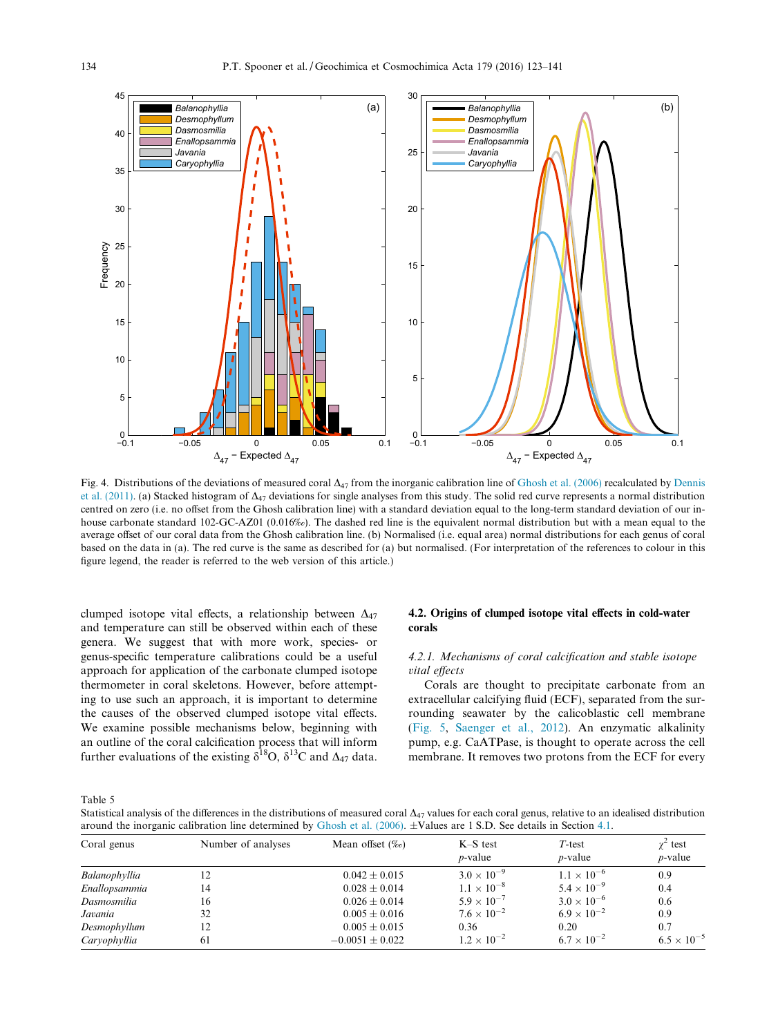Fig. 4. Distributions of the deviations of measured coral $\Delta_{47}$ from the inorganic calibration line of Ghosh et al. (2006) recalculated by Dennis et al. (2011). (a) Stacked histogram of $\Delta_{47}$ deviations for single analyses from this study. The solid red curve represents a normal distribution centred on zero (i.e. no offset from the Ghosh calibration line) with a standard deviation equal to the long-term standard deviation of our in-house carbonate standard 102-GC-AZ01 (0.016‰). The dashed red line is the equivalent normal distribution but with a mean equal to the average offset of our coral data from the Ghosh calibration line. (b) Normalised (i.e. equal area) normal distributions for each genus of coral based on the data in (a). The red curve is the same as described for (a) but normalised. (For interpretation of the references to colour in this figure legend, the reader is referred to the web version of this article.)

clumped isotope vital effects, a relationship between $\Delta_{47}$ and temperature can still be observed within each of these genera. We suggest that with more work, species- or genus-specific temperature calibrations could be a useful approach for application of the carbonate clumped isotope thermometer in coral skeletons. However, before attempting to use such an approach, it is important to determine the causes of the observed clumped isotope vital effects. We examine possible mechanisms below, beginning with an outline of the coral calcification process that will inform further evaluations of the existing $\delta^{18}O$, $\delta^{13}C$ and $\Delta_{47}$ data.

### 4.2. Origins of clumped isotope vital effects in cold-water corals

#### 4.2.1. Mechanisms of coral calcification and stable isotope vital effects

Corals are thought to precipitate carbonate from an extracellular calcifying fluid (ECF), separated from the surrounding seawater by the calicoblastic cell membrane (Fig. 5, Saenger et al., 2012). An enzymatic alkalinity pump, e.g. CaATPase, is thought to operate across the cell membrane. It removes two protons from the ECF for every

Table 5
Statistical analysis of the differences in the distributions of measured coral $\Delta_{47}$ values for each coral genus, relative to an idealised distribution around the inorganic calibration line determined by Ghosh et al. (2006). ±Values are 1 S.D. See details in Section 4.1.

| Coral genus | Number of analyses | Mean offset (‰) | K–S test $p$-value | $T$-test $p$-value | $\chi^2$ test $p$-value |
|---|---|---|---|---|---|
| *Balanophyllia* | 12 | 0.042 ± 0.015 | $3.0 \times 10^{-9}$ | $1.1 \times 10^{-6}$ | 0.9 |
| *Enallopsammia* | 14 | 0.028 ± 0.014 | $1.1 \times 10^{-8}$ | $5.4 \times 10^{-9}$ | 0.4 |
| *Dasmosmilia* | 16 | 0.026 ± 0.014 | $5.9 \times 10^{-7}$ | $3.0 \times 10^{-6}$ | 0.6 |
| *Javania* | 32 | 0.005 ± 0.016 | $7.6 \times 10^{-2}$ | $6.9 \times 10^{-2}$ | 0.9 |
| *Desmophyllum* | 12 | 0.005 ± 0.015 | 0.36 | 0.20 | 0.7 |
| *Caryophyllia* | 61 | −0.0051 ± 0.022 | $1.2 \times 10^{-2}$ | $6.7 \times 10^{-2}$ | $6.5 \times 10^{-5}$ |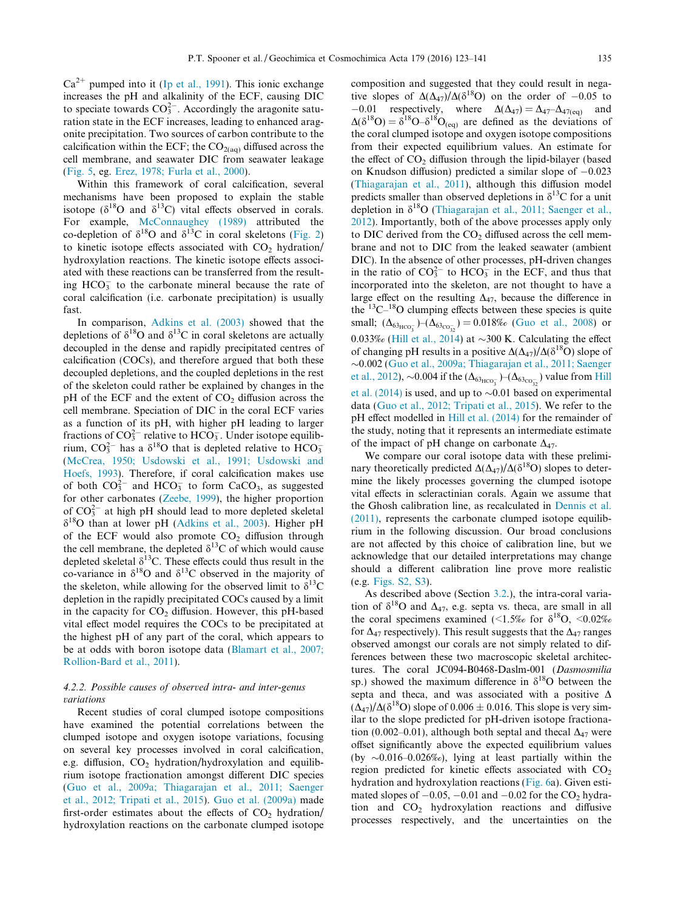$Ca^{2+}$ pumped into it (Ip et al., 1991). This ionic exchange increases the pH and alkalinity of the ECF, causing DIC to speciate towards $CO_3^{2-}$. Accordingly the aragonite saturation state in the ECF increases, leading to enhanced aragonite precipitation. Two sources of carbon contribute to the calcification within the ECF; the $CO_{2(aq)}$ diffused across the cell membrane, and seawater DIC from seawater leakage (Fig. 5, eg. Erez, 1978; Furla et al., 2000).

Within this framework of coral calcification, several mechanisms have been proposed to explain the stable isotope ($\delta^{18}O$ and $\delta^{13}C$) vital effects observed in corals. For example, McConnaughey (1989) attributed the co-depletion of $\delta^{18}O$ and $\delta^{13}C$ in coral skeletons (Fig. 2) to kinetic isotope effects associated with $CO_2$ hydration/hydroxylation reactions. The kinetic isotope effects associated with these reactions can be transferred from the resulting $HCO_3^-$ to the carbonate mineral because the rate of coral calcification (i.e. carbonate precipitation) is usually fast.

In comparison, Adkins et al. (2003) showed that the depletions of $\delta^{18}O$ and $\delta^{13}C$ in coral skeletons are actually decoupled in the dense and rapidly precipitated centres of calcification (COCs), and therefore argued that both these decoupled depletions, and the coupled depletions in the rest of the skeleton could rather be explained by changes in the pH of the ECF and the extent of $CO_2$ diffusion across the cell membrane. Speciation of DIC in the coral ECF varies as a function of its pH, with higher pH leading to larger fractions of $CO_3^{2-}$ relative to $HCO_3^-$. Under isotope equilibrium, $CO_3^{2-}$ has a $\delta^{18}O$ that is depleted relative to $HCO_3^-$ (McCrea, 1950; Usdowski et al., 1991; Usdowski and Hoefs, 1993). Therefore, if coral calcification makes use of both $CO_3^{2-}$ and $HCO_3^-$ to form $CaCO_3$, as suggested for other carbonates (Zeebe, 1999), the higher proportion of $CO_3^{2-}$ at high pH should lead to more depleted skeletal $\delta^{18}O$ than at lower pH (Adkins et al., 2003). Higher pH of the ECF would also promote $CO_2$ diffusion through the cell membrane, the depleted $\delta^{13}C$ of which would cause depleted skeletal $\delta^{13}C$. These effects could thus result in the co-variance in $\delta^{18}O$ and $\delta^{13}C$ observed in the majority of the skeleton, while allowing for the observed limit to $\delta^{13}C$ depletion in the rapidly precipitated COCs caused by a limit in the capacity for $CO_2$ diffusion. However, this pH-based vital effect model requires the COCs to be precipitated at the highest pH of any part of the coral, which appears to be at odds with boron isotope data (Blamart et al., 2007; Rollion-Bard et al., 2011).

#### 4.2.2. Possible causes of observed intra- and inter-genus variations

Recent studies of coral clumped isotope compositions have examined the potential correlations between the clumped isotope and oxygen isotope variations, focusing on several key processes involved in coral calcification, e.g. diffusion, $CO_2$ hydration/hydroxylation and equilibrium isotope fractionation amongst different DIC species (Guo et al., 2009a; Thiagarajan et al., 2011; Saenger et al., 2012; Tripati et al., 2015). Guo et al. (2009a) made first-order estimates about the effects of $CO_2$ hydration/hydroxylation reactions on the carbonate clumped isotope composition and suggested that they could result in negative slopes of $\Delta(\Delta_{47})/\Delta(\delta^{18}O)$ on the order of $-0.05$ to $-0.01$ respectively, where $\Delta(\Delta_{47}) = \Delta_{47}-\Delta_{47(eq)}$ and $\Delta(\delta^{18}O) = \delta^{18}O-\delta^{18}O_{(eq)}$ are defined as the deviations of the coral clumped isotope and oxygen isotope compositions from their expected equilibrium values. An estimate for the effect of $CO_2$ diffusion through the lipid-bilayer (based on Knudson diffusion) predicted a similar slope of $-0.023$ (Thiagarajan et al., 2011), although this diffusion model predicts smaller than observed depletions in $\delta^{13}C$ for a unit depletion in $\delta^{18}O$ (Thiagarajan et al., 2011; Saenger et al., 2012). Importantly, both of the above processes apply only to DIC derived from the $CO_2$ diffused across the cell membrane and not to DIC from the leaked seawater (ambient DIC). In the absence of other processes, pH-driven changes in the ratio of $CO_3^{2-}$ to $HCO_3^-$ in the ECF, and thus that incorporated into the skeleton, are not thought to have a large effect on the resulting $\Delta_{47}$, because the difference in the $^{13}C$–$^{18}O$ clumping effects between these species is quite small; $(\Delta_{63_{HCO_3^-}})$–$(\Delta_{63_{CO_3^{2-}}}) = 0.018$‰ (Guo et al., 2008) or 0.033‰ (Hill et al., 2014) at ~300 K. Calculating the effect of changing pH results in a positive $\Delta(\Delta_{47})/\Delta(\delta^{18}O)$ slope of ~0.002 (Guo et al., 2009a; Thiagarajan et al., 2011; Saenger et al., 2012), ~0.004 if the $(\Delta_{63_{HCO_3^-}})$–$(\Delta_{63_{CO_3^{2-}}})$ value from Hill et al. (2014) is used, and up to ~0.01 based on experimental data (Guo et al., 2012; Tripati et al., 2015). We refer to the pH effect modelled in Hill et al. (2014) for the remainder of the study, noting that it represents an intermediate estimate of the impact of pH change on carbonate $\Delta_{47}$.

We compare our coral isotope data with these preliminary theoretically predicted $\Delta(\Delta_{47})/\Delta(\delta^{18}O)$ slopes to determine the likely processes governing the clumped isotope vital effects in scleractinian corals. Again we assume that the Ghosh calibration line, as recalculated in Dennis et al. (2011), represents the carbonate clumped isotope equilibrium in the following discussion. Our broad conclusions are not affected by this choice of calibration line, but we acknowledge that our detailed interpretations may change should a different calibration line prove more realistic (e.g. Figs. S2, S3).

As described above (Section 3.2.), the intra-coral variation of $\delta^{18}O$ and $\Delta_{47}$, e.g. septa vs. theca, are small in all the coral specimens examined (<1.5‰ for $\delta^{18}O$, <0.02‰ for $\Delta_{47}$ respectively). This result suggests that the $\Delta_{47}$ ranges observed amongst our corals are not simply related to differences between these two macroscopic skeletal architectures. The coral JC094-B0468-Daslm-001 (*Dasmosmilia* sp.) showed the maximum difference in $\delta^{18}O$ between the septa and theca, and was associated with a positive $\Delta(\Delta_{47})/\Delta(\delta^{18}O)$ slope of $0.006 \pm 0.016$. This slope is very similar to the slope predicted for pH-driven isotope fractionation (0.002–0.01), although both septal and thecal $\Delta_{47}$ were offset significantly above the expected equilibrium values (by ~0.016–0.026‰), lying at least partially within the region predicted for kinetic effects associated with $CO_2$ hydration and hydroxylation reactions (Fig. 6a). Given estimated slopes of $-0.05$, $-0.01$ and $-0.02$ for the $CO_2$ hydration and $CO_2$ hydroxylation reactions and diffusive processes respectively, and the uncertainties on the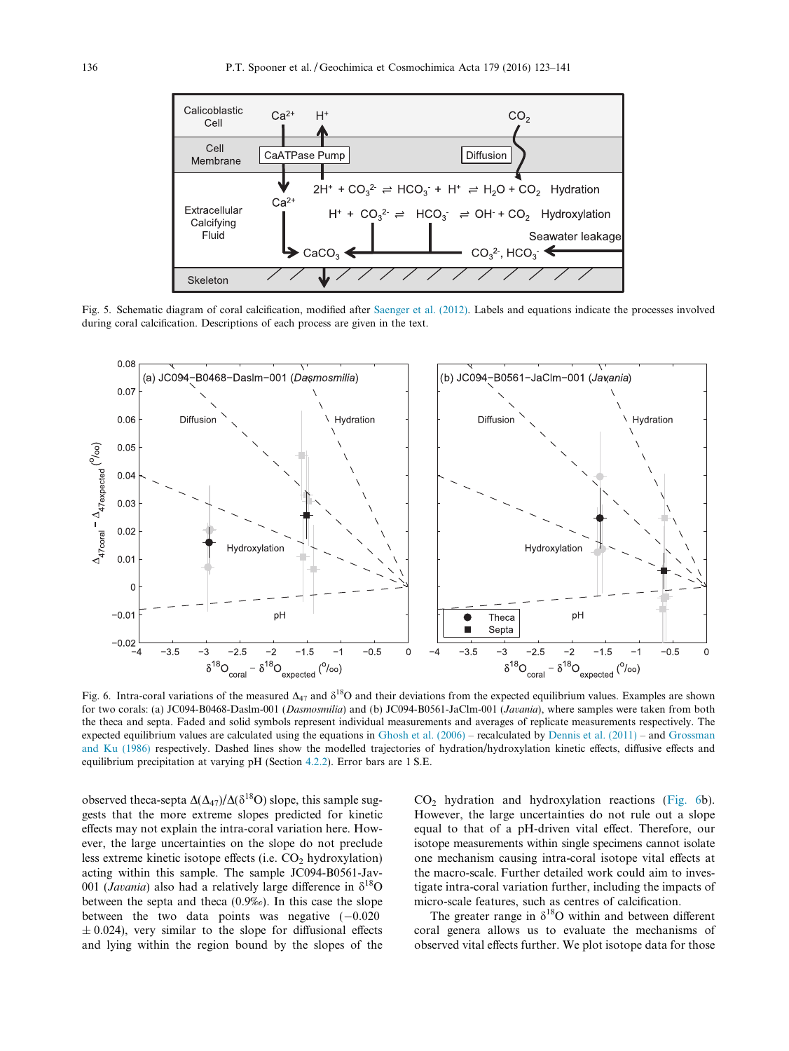Fig. 5. Schematic diagram of coral calcification, modified after Saenger et al. (2012). Labels and equations indicate the processes involved during coral calcification. Descriptions of each process are given in the text.

Fig. 6. Intra-coral variations of the measured $\Delta_{47}$ and $\delta^{18}O$ and their deviations from the expected equilibrium values. Examples are shown for two corals: (a) JC094-B0468-Daslm-001 (*Dasmosmilia*) and (b) JC094-B0561-JaClm-001 (*Javania*), where samples were taken from both the theca and septa. Faded and solid symbols represent individual measurements and averages of replicate measurements respectively. The expected equilibrium values are calculated using the equations in Ghosh et al. (2006) – recalculated by Dennis et al. (2011) – and Grossman and Ku (1986) respectively. Dashed lines show the modelled trajectories of hydration/hydroxylation kinetic effects, diffusive effects and equilibrium precipitation at varying pH (Section 4.2.2). Error bars are 1 S.E.

observed theca-septa $\Delta(\Delta_{47})/\Delta(\delta^{18}O)$ slope, this sample suggests that the more extreme slopes predicted for kinetic effects may not explain the intra-coral variation here. However, the large uncertainties on the slope do not preclude less extreme kinetic isotope effects (i.e. $CO_2$ hydroxylation) acting within this sample. The sample JC094-B0561-Jav-001 (*Javania*) also had a relatively large difference in $\delta^{18}O$ between the septa and theca (0.9‰). In this case the slope between the two data points was negative ($-0.020 \pm 0.024$), very similar to the slope for diffusional effects and lying within the region bound by the slopes of the $CO_2$ hydration and hydroxylation reactions (Fig. 6b). However, the large uncertainties do not rule out a slope equal to that of a pH-driven vital effect. Therefore, our isotope measurements within single specimens cannot isolate one mechanism causing intra-coral isotope vital effects at the macro-scale. Further detailed work could aim to investigate intra-coral variation further, including the impacts of micro-scale features, such as centres of calcification.

The greater range in $\delta^{18}O$ within and between different coral genera allows us to evaluate the mechanisms of observed vital effects further. We plot isotope data for those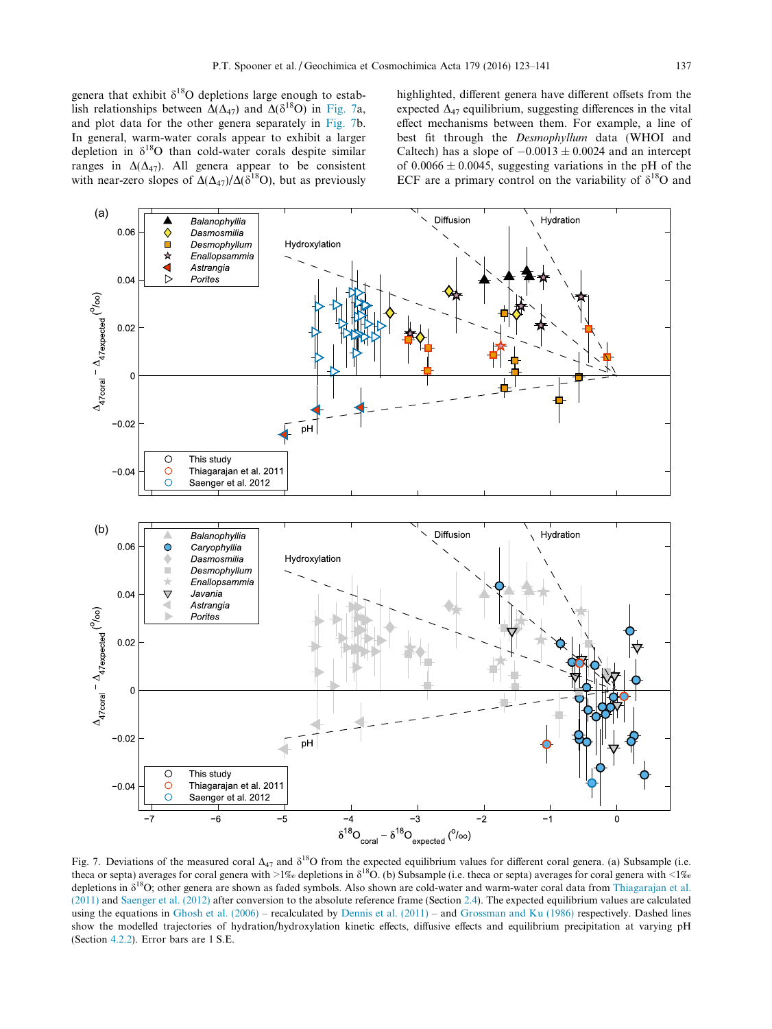genera that exhibit $\delta^{18}O$ depletions large enough to establish relationships between $\Delta(\Delta_{47})$ and $\Delta(\delta^{18}O)$ in Fig. 7a, and plot data for the other genera separately in Fig. 7b. In general, warm-water corals appear to exhibit a larger depletion in $\delta^{18}O$ than cold-water corals despite similar ranges in $\Delta(\Delta_{47})$. All genera appear to be consistent with near-zero slopes of $\Delta(\Delta_{47})/\Delta(\delta^{18}O)$, but as previously highlighted, different genera have different offsets from the expected $\Delta_{47}$ equilibrium, suggesting differences in the vital effect mechanisms between them. For example, a line of best fit through the *Desmophyllum* data (WHOI and Caltech) has a slope of $-0.0013 \pm 0.0024$ and an intercept of $0.0066 \pm 0.0045$, suggesting variations in the pH of the ECF are a primary control on the variability of $\delta^{18}O$ and

Fig. 7. Deviations of the measured coral $\Delta_{47}$ and $\delta^{18}O$ from the expected equilibrium values for different coral genera. (a) Subsample (i.e. theca or septa) averages for coral genera with >1‰ depletions in $\delta^{18}O$. (b) Subsample (i.e. theca or septa) averages for coral genera with <1‰ depletions in $\delta^{18}O$; other genera are shown as faded symbols. Also shown are cold-water and warm-water coral data from Thiagarajan et al. (2011) and Saenger et al. (2012) after conversion to the absolute reference frame (Section 2.4). The expected equilibrium values are calculated using the equations in Ghosh et al. (2006) – recalculated by Dennis et al. (2011) – and Grossman and Ku (1986) respectively. Dashed lines show the modelled trajectories of hydration/hydroxylation kinetic effects, diffusive effects and equilibrium precipitation at varying pH (Section 4.2.2). Error bars are 1 S.E.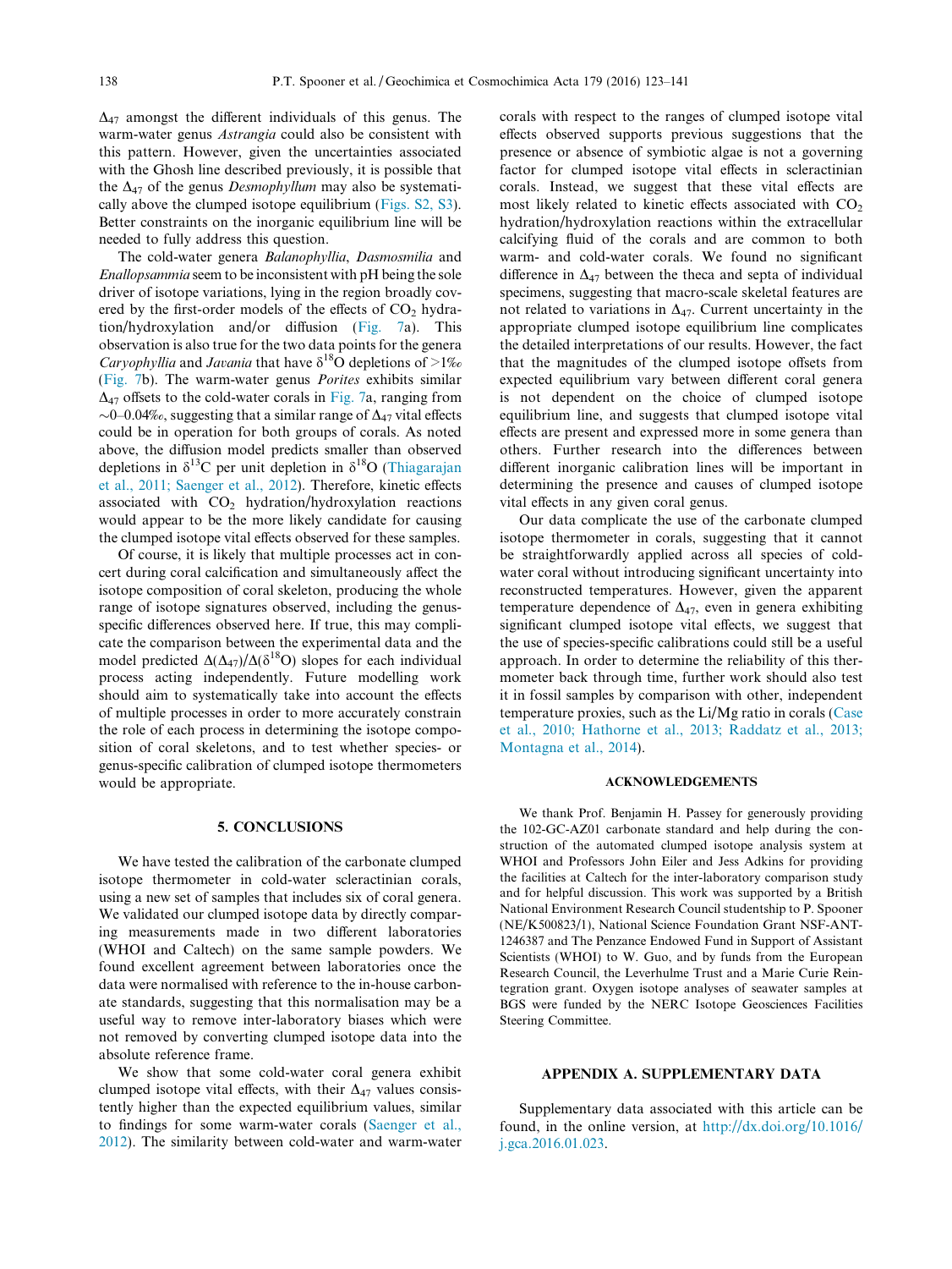$\Delta_{47}$ amongst the different individuals of this genus. The warm-water genus *Astrangia* could also be consistent with this pattern. However, given the uncertainties associated with the Ghosh line described previously, it is possible that the $\Delta_{47}$ of the genus *Desmophyllum* may also be systematically above the clumped isotope equilibrium (Figs. S2, S3). Better constraints on the inorganic equilibrium line will be needed to fully address this question.

The cold-water genera *Balanophyllia*, *Dasmosmilia* and *Enallopsammia* seem to be inconsistent with pH being the sole driver of isotope variations, lying in the region broadly covered by the first-order models of the effects of $CO_2$ hydration/hydroxylation and/or diffusion (Fig. 7a). This observation is also true for the two data points for the genera *Caryophyllia* and *Javania* that have $\delta^{18}O$ depletions of >1‰ (Fig. 7b). The warm-water genus *Porites* exhibits similar $\Delta_{47}$ offsets to the cold-water corals in Fig. 7a, ranging from ~0–0.04‰, suggesting that a similar range of $\Delta_{47}$ vital effects could be in operation for both groups of corals. As noted above, the diffusion model predicts smaller than observed depletions in $\delta^{13}C$ per unit depletion in $\delta^{18}O$ (Thiagarajan et al., 2011; Saenger et al., 2012). Therefore, kinetic effects associated with $CO_2$ hydration/hydroxylation reactions would appear to be the more likely candidate for causing the clumped isotope vital effects observed for these samples.

Of course, it is likely that multiple processes act in concert during coral calcification and simultaneously affect the isotope composition of coral skeleton, producing the whole range of isotope signatures observed, including the genus-specific differences observed here. If true, this may complicate the comparison between the experimental data and the model predicted $\Delta(\Delta_{47})/\Delta(\delta^{18}O)$ slopes for each individual process acting independently. Future modelling work should aim to systematically take into account the effects of multiple processes in order to more accurately constrain the role of each process in determining the isotope composition of coral skeletons, and to test whether species- or genus-specific calibration of clumped isotope thermometers would be appropriate.

## 5. CONCLUSIONS

We have tested the calibration of the carbonate clumped isotope thermometer in cold-water scleractinian corals, using a new set of samples that includes six of coral genera. We validated our clumped isotope data by directly comparing measurements made in two different laboratories (WHOI and Caltech) on the same sample powders. We found excellent agreement between laboratories once the data were normalised with reference to the in-house carbonate standards, suggesting that this normalisation may be a useful way to remove inter-laboratory biases which were not removed by converting clumped isotope data into the absolute reference frame.

We show that some cold-water coral genera exhibit clumped isotope vital effects, with their $\Delta_{47}$ values consistently higher than the expected equilibrium values, similar to findings for some warm-water corals (Saenger et al., 2012). The similarity between cold-water and warm-water corals with respect to the ranges of clumped isotope vital effects observed supports previous suggestions that the presence or absence of symbiotic algae is not a governing factor for clumped isotope vital effects in scleractinian corals. Instead, we suggest that these vital effects are most likely related to kinetic effects associated with $CO_2$ hydration/hydroxylation reactions within the extracellular calcifying fluid of the corals and are common to both warm- and cold-water corals. We found no significant difference in $\Delta_{47}$ between the theca and septa of individual specimens, suggesting that macro-scale skeletal features are not related to variations in $\Delta_{47}$. Current uncertainty in the appropriate clumped isotope equilibrium line complicates the detailed interpretations of our results. However, the fact that the magnitudes of the clumped isotope offsets from expected equilibrium vary between different coral genera is not dependent on the choice of clumped isotope equilibrium line, and suggests that clumped isotope vital effects are present and expressed more in some genera than others. Further research into the differences between different inorganic calibration lines will be important in determining the presence and causes of clumped isotope vital effects in any given coral genus.

Our data complicate the use of the carbonate clumped isotope thermometer in corals, suggesting that it cannot be straightforwardly applied across all species of cold-water coral without introducing significant uncertainty into reconstructed temperatures. However, given the apparent temperature dependence of $\Delta_{47}$, even in genera exhibiting significant clumped isotope vital effects, we suggest that the use of species-specific calibrations could still be a useful approach. In order to determine the reliability of this thermometer back through time, further work should also test it in fossil samples by comparison with other, independent temperature proxies, such as the Li/Mg ratio in corals (Case et al., 2010; Hathorne et al., 2013; Raddatz et al., 2013; Montagna et al., 2014).

## ACKNOWLEDGEMENTS

We thank Prof. Benjamin H. Passey for generously providing the 102-GC-AZ01 carbonate standard and help during the construction of the automated clumped isotope analysis system at WHOI and Professors John Eiler and Jess Adkins for providing the facilities at Caltech for the inter-laboratory comparison study and for helpful discussion. This work was supported by a British National Environment Research Council studentship to P. Spooner (NE/K500823/1), National Science Foundation Grant NSF-ANT-1246387 and The Penzance Endowed Fund in Support of Assistant Scientists (WHOI) to W. Guo, and by funds from the European Research Council, the Leverhulme Trust and a Marie Curie Reintegration grant. Oxygen isotope analyses of seawater samples at BGS were funded by the NERC Isotope Geosciences Facilities Steering Committee.

## APPENDIX A. SUPPLEMENTARY DATA

Supplementary data associated with this article can be found, in the online version, at http://dx.doi.org/10.1016/j.gca.2016.01.023.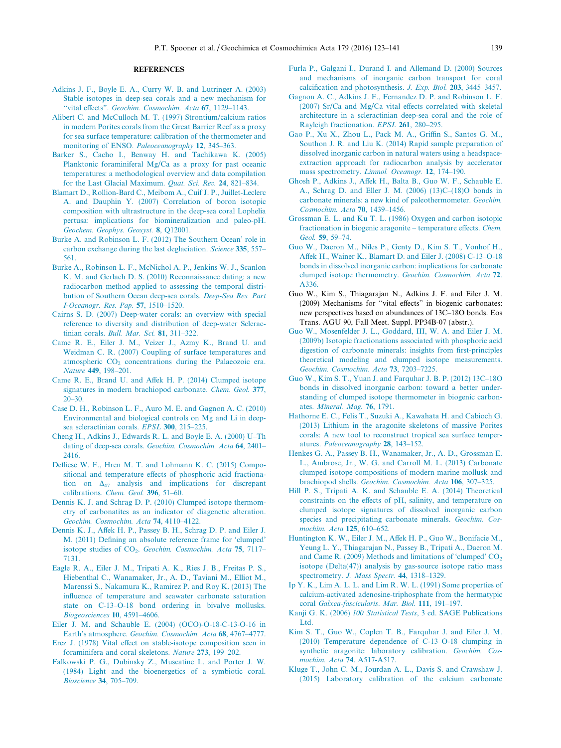## REFERENCES

Adkins J. F., Boyle E. A., Curry W. B. and Lutringer A. (2003) Stable isotopes in deep-sea corals and a new mechanism for "vital effects". *Geochim. Cosmochim. Acta* **67**, 1129–1143.

Alibert C. and McCulloch M. T. (1997) Strontium/calcium ratios in modern Porites corals from the Great Barrier Reef as a proxy for sea surface temperature: calibration of the thermometer and monitoring of ENSO. *Paleoceanography* **12**, 345–363.

Barker S., Cacho I., Benway H. and Tachikawa K. (2005) Planktonic foraminiferal Mg/Ca as a proxy for past oceanic temperatures: a methodological overview and data compilation for the Last Glacial Maximum. *Quat. Sci. Rev.* **24**, 821–834.

Blamart D., Rollion-Bard C., Meibom A., Cuif J. P., Juillet-Leclerc A. and Dauphin Y. (2007) Correlation of boron isotopic composition with ultrastructure in the deep-sea coral Lophelia pertusa: implications for biomineralization and paleo-pH. *Geochem. Geophys. Geosyst.* **8**, Q12001.

Burke A. and Robinson L. F. (2012) The Southern Ocean' role in carbon exchange during the last deglaciation. *Science* **335**, 557–561.

Burke A., Robinson L. F., McNichol A. P., Jenkins W. J., Scanlon K. M. and Gerlach D. S. (2010) Reconnaissance dating: a new radiocarbon method applied to assessing the temporal distribution of Southern Ocean deep-sea corals. *Deep-Sea Res. Part I-Oceanogr. Res. Pap.* **57**, 1510–1520.

Cairns S. D. (2007) Deep-water corals: an overview with special reference to diversity and distribution of deep-water Scleractinian corals. *Bull. Mar. Sci.* **81**, 311–322.

Came R. E., Eiler J. M., Veizer J., Azmy K., Brand U. and Weidman C. R. (2007) Coupling of surface temperatures and atmospheric $CO_2$ concentrations during the Palaeozoic era. *Nature* **449**, 198–201.

Came R. E., Brand U. and Affek H. P. (2014) Clumped isotope signatures in modern brachiopod carbonate. *Chem. Geol.* **377**, 20–30.

Case D. H., Robinson L. F., Auro M. E. and Gagnon A. C. (2010) Environmental and biological controls on Mg and Li in deep-sea scleractinian corals. *EPSL* **300**, 215–225.

Cheng H., Adkins J., Edwards R. L. and Boyle E. A. (2000) U–Th dating of deep-sea corals. *Geochim. Cosmochim. Acta* **64**, 2401–2416.

Defliese W. F., Hren M. T. and Lohmann K. C. (2015) Compositional and temperature effects of phosphoric acid fractionation on $\Delta_{47}$ analysis and implications for discrepant calibrations. *Chem. Geol.* **396**, 51–60.

Dennis K. J. and Schrag D. P. (2010) Clumped isotope thermometry of carbonatites as an indicator of diagenetic alteration. *Geochim. Cosmochim. Acta* **74**, 4110–4122.

Dennis K. J., Affek H. P., Passey B. H., Schrag D. P. and Eiler J. M. (2011) Defining an absolute reference frame for 'clumped' isotope studies of $CO_2$. *Geochim. Cosmochim. Acta* **75**, 7117–7131.

Eagle R. A., Eiler J. M., Tripati A. K., Ries J. B., Freitas P. S., Hiebenthal C., Wanamaker, Jr., A. D., Taviani M., Elliot M., Marenssi S., Nakamura K., Ramirez P. and Roy K. (2013) The influence of temperature and seawater carbonate saturation state on C-13–O-18 bond ordering in bivalve mollusks. *Biogeosciences* **10**, 4591–4606.

Eiler J. M. and Schauble E. (2004) (OCO)-O-18-C-13-O-16 in Earth's atmosphere. *Geochim. Cosmochim. Acta* **68**, 4767–4777.

Erez J. (1978) Vital effect on stable-isotope composition seen in foraminifera and coral skeletons. *Nature* **273**, 199–202.

Falkowski P. G., Dubinsky Z., Muscatine L. and Porter J. W. (1984) Light and the bioenergetics of a symbiotic coral. *Bioscience* **34**, 705–709.

Furla P., Galgani I., Durand I. and Allemand D. (2000) Sources and mechanisms of inorganic carbon transport for coral calcification and photosynthesis. *J. Exp. Biol.* **203**, 3445–3457.

Gagnon A. C., Adkins J. F., Fernandez D. P. and Robinson L. F. (2007) Sr/Ca and Mg/Ca vital effects correlated with skeletal architecture in a scleractinian deep-sea coral and the role of Rayleigh fractionation. *EPSL* **261**, 280–295.

Gao P., Xu X., Zhou L., Pack M. A., Griffin S., Santos G. M., Southon J. R. and Liu K. (2014) Rapid sample preparation of dissolved inorganic carbon in natural waters using a headspace-extraction approach for radiocarbon analysis by accelerator mass spectrometry. *Limnol. Oceanogr.* **12**, 174–190.

Ghosh P., Adkins J., Affek H., Balta B., Guo W. F., Schauble E. A., Schrag D. and Eller J. M. (2006) (13)C–(18)O bonds in carbonate minerals: a new kind of paleothermometer. *Geochim. Cosmochim. Acta* **70**, 1439–1456.

Grossman E. L. and Ku T. L. (1986) Oxygen and carbon isotopic fractionation in biogenic aragonite – temperature effects. *Chem. Geol.* **59**, 59–74.

Guo W., Daeron M., Niles P., Genty D., Kim S. T., Vonhof H., Affek H., Wainer K., Blamart D. and Eiler J. (2008) C-13–O-18 bonds in dissolved inorganic carbon: implications for carbonate clumped isotope thermometry. *Geochim. Cosmochim. Acta* **72**. A336.

Guo W., Kim S., Thiagarajan N., Adkins J. F. and Eiler J. M. (2009) Mechanisms for "vital effects" in biogenic carbonates: new perspectives based on abundances of 13C–18O bonds. Eos Trans. AGU 90, Fall Meet. Suppl. PP34B-07 (abstr.).

Guo W., Mosenfelder J. L., Goddard, III, W. A. and Eiler J. M. (2009b) Isotopic fractionations associated with phosphoric acid digestion of carbonate minerals: insights from first-principles theoretical modeling and clumped isotope measurements. *Geochim. Cosmochim. Acta* **73**, 7203–7225.

Guo W., Kim S. T., Yuan J. and Farquhar J. B. P. (2012) 13C–18O bonds in dissolved inorganic carbon: toward a better understanding of clumped isotope thermometer in biogenic carbonates. *Mineral. Mag.* **76**, 1791.

Hathorne E. C., Felis T., Suzuki A., Kawahata H. and Cabioch G. (2013) Lithium in the aragonite skeletons of massive Porites corals: A new tool to reconstruct tropical sea surface temperatures. *Paleoceanography* **28**, 143–152.

Henkes G. A., Passey B. H., Wanamaker, Jr., A. D., Grossman E. L., Ambrose, Jr., W. G. and Carroll M. L. (2013) Carbonate clumped isotope compositions of modern marine mollusk and brachiopod shells. *Geochim. Cosmochim. Acta* **106**, 307–325.

Hill P. S., Tripati A. K. and Schauble E. A. (2014) Theoretical constraints on the effects of pH, salinity, and temperature on clumped isotope signatures of dissolved inorganic carbon species and precipitating carbonate minerals. *Geochim. Cosmochim. Acta* **125**, 610–652.

Huntington K. W., Eiler J. M., Affek H. P., Guo W., Bonifacie M., Yeung L. Y., Thiagarajan N., Passey B., Tripati A., Daeron M. and Came R. (2009) Methods and limitations of 'clumped' $CO_2$ isotope (Delta(47)) analysis by gas-source isotope ratio mass spectrometry. *J. Mass Spectr.* **44**, 1318–1329.

Ip Y. K., Lim A. L. L. and Lim R. W. L. (1991) Some properties of calcium-activated adenosine-triphosphate from the hermatypic coral *Galxea-fascicularis*. *Mar. Biol.* **111**, 191–197.

Kanji G. K. (2006) *100 Statistical Tests*, 3 ed. SAGE Publications Ltd.

Kim S. T., Guo W., Coplen T. B., Farquhar J. and Eiler J. M. (2010) Temperature dependence of C-13–O-18 clumping in synthetic aragonite: laboratory calibration. *Geochim. Cosmochim. Acta* **74**. A517-A517.

Kluge T., John C. M., Jourdan A. L., Davis S. and Crawshaw J. (2015) Laboratory calibration of the calcium carbonate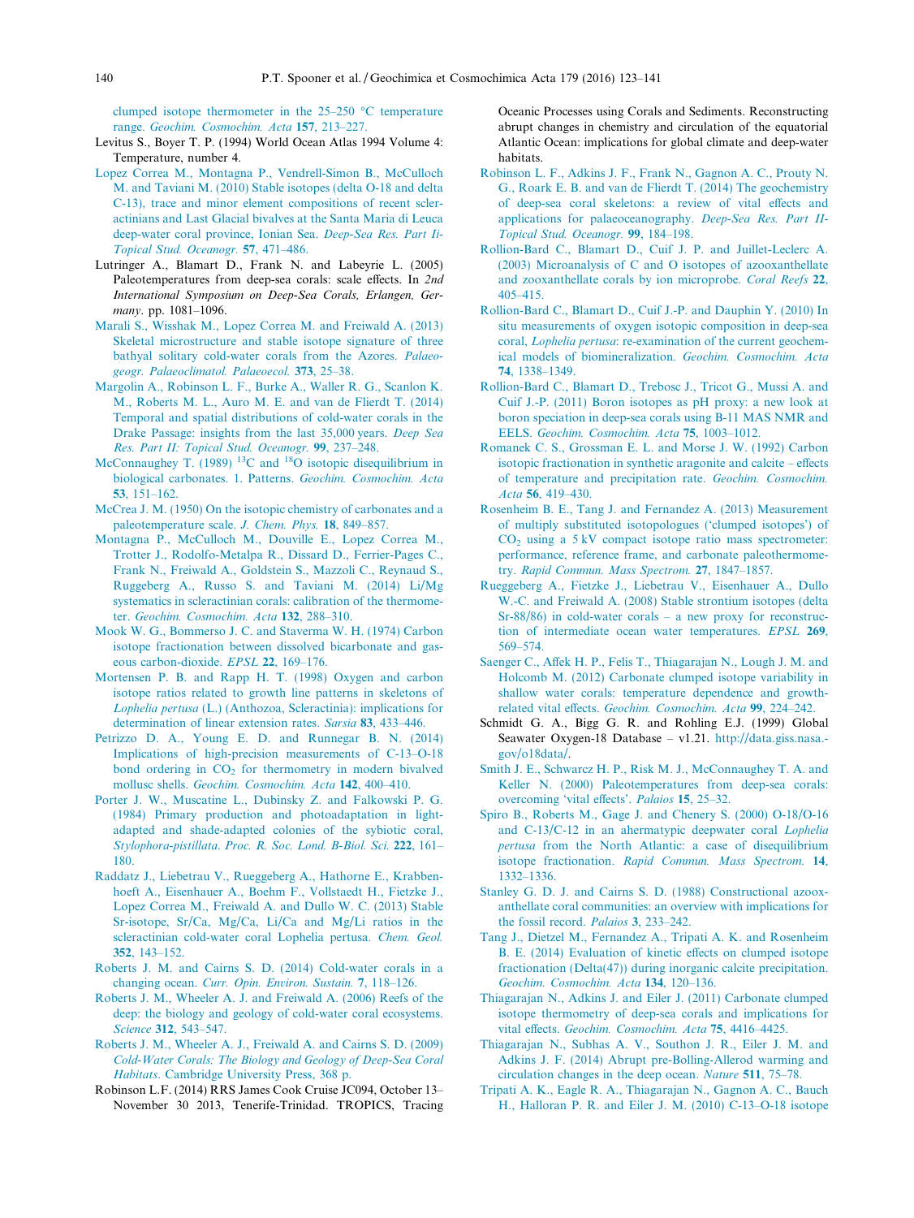clumped isotope thermometer in the 25–250 °C temperature range. *Geochim. Cosmochim. Acta* **157**, 213–227.

Levitus S., Boyer T. P. (1994) World Ocean Atlas 1994 Volume 4: Temperature, number 4.

Lopez Correa M., Montagna P., Vendrell-Simon B., McCulloch M. and Taviani M. (2010) Stable isotopes (delta O-18 and delta C-13), trace and minor element compositions of recent scleractinians and Last Glacial bivalves at the Santa Maria di Leuca deep-water coral province, Ionian Sea. *Deep-Sea Res. Part Ii-Topical Stud. Oceanogr.* **57**, 471–486.

Lutringer A., Blamart D., Frank N. and Labeyrie L. (2005) Paleotemperatures from deep-sea corals: scale effects. In *2nd International Symposium on Deep-Sea Corals, Erlangen, Germany*. pp. 1081–1096.

Marali S., Wisshak M., Lopez Correa M. and Freiwald A. (2013) Skeletal microstructure and stable isotope signature of three bathyal solitary cold-water corals from the Azores. *Palaeogeogr. Palaeoclimatol. Palaeoecol.* **373**, 25–38.

Margolin A., Robinson L. F., Burke A., Waller R. G., Scanlon K. M., Roberts M. L., Auro M. E. and van de Flierdt T. (2014) Temporal and spatial distributions of cold-water corals in the Drake Passage: insights from the last 35,000 years. *Deep Sea Res. Part II: Topical Stud. Oceanogr.* **99**, 237–248.

McConnaughey T. (1989) $^{13}$C and $^{18}$O isotopic disequilibrium in biological carbonates. 1. Patterns. *Geochim. Cosmochim. Acta* **53**, 151–162.

McCrea J. M. (1950) On the isotopic chemistry of carbonates and a paleotemperature scale. *J. Chem. Phys.* **18**, 849–857.

Montagna P., McCulloch M., Douville E., Lopez Correa M., Trotter J., Rodolfo-Metalpa R., Dissard D., Ferrier-Pages C., Frank N., Freiwald A., Goldstein S., Mazzoli C., Reynaud S., Ruggeberg A., Russo S. and Taviani M. (2014) Li/Mg systematics in scleractinian corals: calibration of the thermometer. *Geochim. Cosmochim. Acta* **132**, 288–310.

Mook W. G., Bommerso J. C. and Staverma W. H. (1974) Carbon isotope fractionation between dissolved bicarbonate and gaseous carbon-dioxide. *EPSL* **22**, 169–176.

Mortensen P. B. and Rapp H. T. (1998) Oxygen and carbon isotope ratios related to growth line patterns in skeletons of *Lophelia pertusa* (L.) (Anthozoa, Scleractinia): implications for determination of linear extension rates. *Sarsia* **83**, 433–446.

Petrizzo D. A., Young E. D. and Runnegar B. N. (2014) Implications of high-precision measurements of C-13–O-18 bond ordering in $CO_2$ for thermometry in modern bivalved mollusc shells. *Geochim. Cosmochim. Acta* **142**, 400–410.

Porter J. W., Muscatine L., Dubinsky Z. and Falkowski P. G. (1984) Primary production and photoadaptation in light-adapted and shade-adapted colonies of the sybiotic coral, *Stylophora-pistillata*. *Proc. R. Soc. Lond. B-Biol. Sci.* **222**, 161–180.

Raddatz J., Liebetrau V., Rueggeberg A., Hathorne E., Krabbenhoeft A., Eisenhauer A., Boehm F., Vollstaedt H., Fietzke J., Lopez Correa M., Freiwald A. and Dullo W. C. (2013) Stable Sr-isotope, Sr/Ca, Mg/Ca, Li/Ca and Mg/Li ratios in the scleractinian cold-water coral Lophelia pertusa. *Chem. Geol.* **352**, 143–152.

Roberts J. M. and Cairns S. D. (2014) Cold-water corals in a changing ocean. *Curr. Opin. Environ. Sustain.* **7**, 118–126.

Roberts J. M., Wheeler A. J. and Freiwald A. (2006) Reefs of the deep: the biology and geology of cold-water coral ecosystems. *Science* **312**, 543–547.

Roberts J. M., Wheeler A. J., Freiwald A. and Cairns S. D. (2009) *Cold-Water Corals: The Biology and Geology of Deep-Sea Coral Habitats*. Cambridge University Press, 368 p.

Robinson L.F. (2014) RRS James Cook Cruise JC094, October 13–November 30 2013, Tenerife-Trinidad. TROPICS, Tracing Oceanic Processes using Corals and Sediments. Reconstructing abrupt changes in chemistry and circulation of the equatorial Atlantic Ocean: implications for global climate and deep-water habitats.

Robinson L. F., Adkins J. F., Frank N., Gagnon A. C., Prouty N. G., Roark E. B. and van de Flierdt T. (2014) The geochemistry of deep-sea coral skeletons: a review of vital effects and applications for palaeoceanography. *Deep-Sea Res. Part II-Topical Stud. Oceanogr.* **99**, 184–198.

Rollion-Bard C., Blamart D., Cuif J. P. and Juillet-Leclerc A. (2003) Microanalysis of C and O isotopes of azooxanthellate and zooxanthellate corals by ion microprobe. *Coral Reefs* **22**, 405–415.

Rollion-Bard C., Blamart D., Cuif J.-P. and Dauphin Y. (2010) In situ measurements of oxygen isotopic composition in deep-sea coral, *Lophelia pertusa*: re-examination of the current geochemical models of biomineralization. *Geochim. Cosmochim. Acta* **74**, 1338–1349.

Rollion-Bard C., Blamart D., Trebosc J., Tricot G., Mussi A. and Cuif J.-P. (2011) Boron isotopes as pH proxy: a new look at boron speciation in deep-sea corals using B-11 MAS NMR and EELS. *Geochim. Cosmochim. Acta* **75**, 1003–1012.

Romanek C. S., Grossman E. L. and Morse J. W. (1992) Carbon isotopic fractionation in synthetic aragonite and calcite – effects of temperature and precipitation rate. *Geochim. Cosmochim. Acta* **56**, 419–430.

Rosenheim B. E., Tang J. and Fernandez A. (2013) Measurement of multiply substituted isotopologues ('clumped isotopes') of $CO_2$ using a 5 kV compact isotope ratio mass spectrometer: performance, reference frame, and carbonate paleothermometry. *Rapid Commun. Mass Spectrom.* **27**, 1847–1857.

Rueggeberg A., Fietzke J., Liebetrau V., Eisenhauer A., Dullo W.-C. and Freiwald A. (2008) Stable strontium isotopes (delta Sr-88/86) in cold-water corals – a new proxy for reconstruction of intermediate ocean water temperatures. *EPSL* **269**, 569–574.

Saenger C., Affek H. P., Felis T., Thiagarajan N., Lough J. M. and Holcomb M. (2012) Carbonate clumped isotope variability in shallow water corals: temperature dependence and growth-related vital effects. *Geochim. Cosmochim. Acta* **99**, 224–242.

Schmidt G. A., Bigg G. R. and Rohling E.J. (1999) Global Seawater Oxygen-18 Database – v1.21. http://data.giss.nasa.gov/o18data/.

Smith J. E., Schwarcz H. P., Risk M. J., McConnaughey T. A. and Keller N. (2000) Paleotemperatures from deep-sea corals: overcoming 'vital effects'. *Palaios* **15**, 25–32.

Spiro B., Roberts M., Gage J. and Chenery S. (2000) O-18/O-16 and C-13/C-12 in an ahermatypic deepwater coral *Lophelia pertusa* from the North Atlantic: a case of disequilibrium isotope fractionation. *Rapid Commun. Mass Spectrom.* **14**, 1332–1336.

Stanley G. D. J. and Cairns S. D. (1988) Constructional azooxanthellate coral communities: an overview with implications for the fossil record. *Palaios* **3**, 233–242.

Tang J., Dietzel M., Fernandez A., Tripati A. K. and Rosenheim B. E. (2014) Evaluation of kinetic effects on clumped isotope fractionation (Delta(47)) during inorganic calcite precipitation. *Geochim. Cosmochim. Acta* **134**, 120–136.

Thiagarajan N., Adkins J. and Eiler J. (2011) Carbonate clumped isotope thermometry of deep-sea corals and implications for vital effects. *Geochim. Cosmochim. Acta* **75**, 4416–4425.

Thiagarajan N., Subhas A. V., Southon J. R., Eiler J. M. and Adkins J. F. (2014) Abrupt pre-Bolling-Allerod warming and circulation changes in the deep ocean. *Nature* **511**, 75–78.

Tripati A. K., Eagle R. A., Thiagarajan N., Gagnon A. C., Bauch H., Halloran P. R. and Eiler J. M. (2010) C-13–O-18 isotope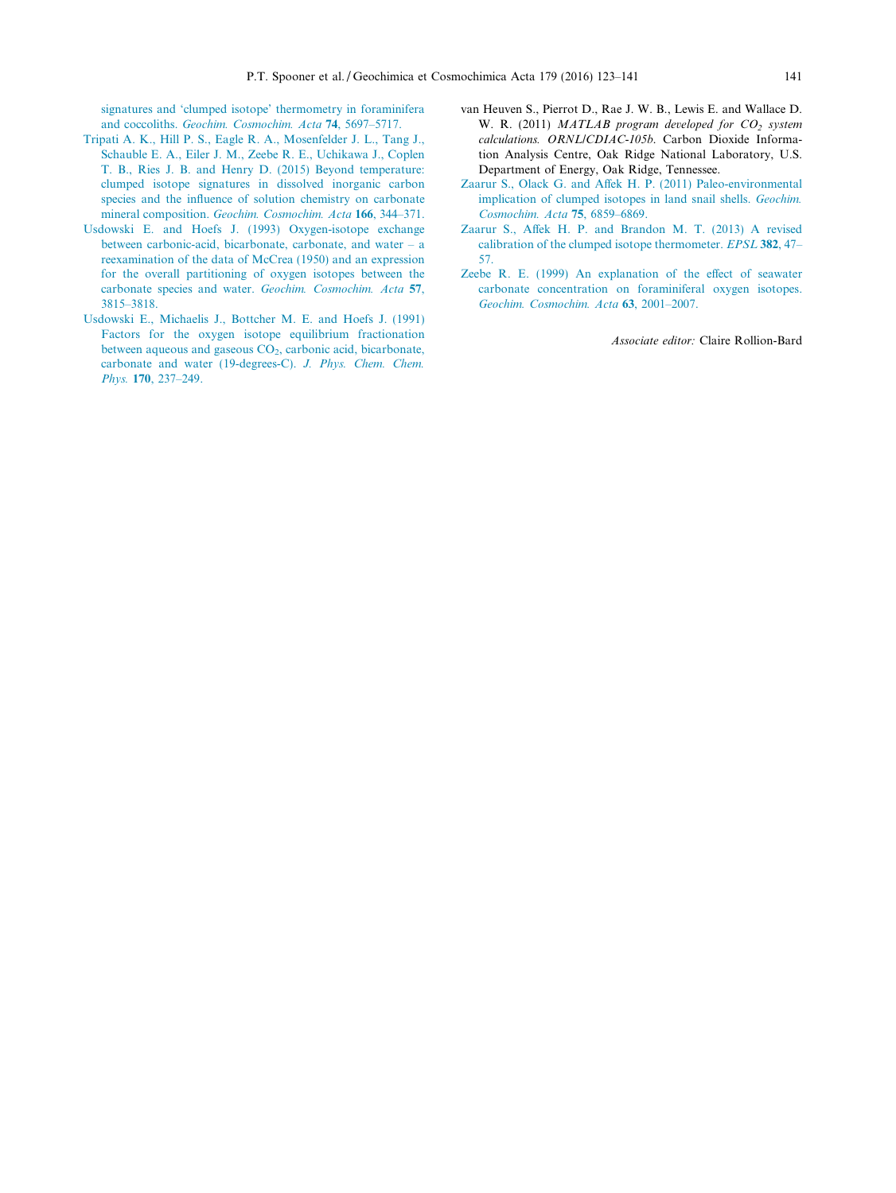signatures and 'clumped isotope' thermometry in foraminifera and coccoliths. *Geochim. Cosmochim. Acta* **74**, 5697–5717.

Tripati A. K., Hill P. S., Eagle R. A., Mosenfelder J. L., Tang J., Schauble E. A., Eiler J. M., Zeebe R. E., Uchikawa J., Coplen T. B., Ries J. B. and Henry D. (2015) Beyond temperature: clumped isotope signatures in dissolved inorganic carbon species and the influence of solution chemistry on carbonate mineral composition. *Geochim. Cosmochim. Acta* **166**, 344–371.

Usdowski E. and Hoefs J. (1993) Oxygen-isotope exchange between carbonic-acid, bicarbonate, carbonate, and water – a reexamination of the data of McCrea (1950) and an expression for the overall partitioning of oxygen isotopes between the carbonate species and water. *Geochim. Cosmochim. Acta* **57**, 3815–3818.

Usdowski E., Michaelis J., Bottcher M. E. and Hoefs J. (1991) Factors for the oxygen isotope equilibrium fractionation between aqueous and gaseous $CO_2$, carbonic acid, bicarbonate, carbonate and water (19-degrees-C). *J. Phys. Chem. Chem. Phys.* **170**, 237–249.

van Heuven S., Pierrot D., Rae J. W. B., Lewis E. and Wallace D. W. R. (2011) *MATLAB program developed for $CO_2$ system calculations. ORNL/CDIAC-105b*. Carbon Dioxide Information Analysis Centre, Oak Ridge National Laboratory, U.S. Department of Energy, Oak Ridge, Tennessee.

Zaarur S., Olack G. and Affek H. P. (2011) Paleo-environmental implication of clumped isotopes in land snail shells. *Geochim. Cosmochim. Acta* **75**, 6859–6869.

Zaarur S., Affek H. P. and Brandon M. T. (2013) A revised calibration of the clumped isotope thermometer. *EPSL* **382**, 47–57.

Zeebe R. E. (1999) An explanation of the effect of seawater carbonate concentration on foraminiferal oxygen isotopes. *Geochim. Cosmochim. Acta* **63**, 2001–2007.

*Associate editor:* Claire Rollion-Bard